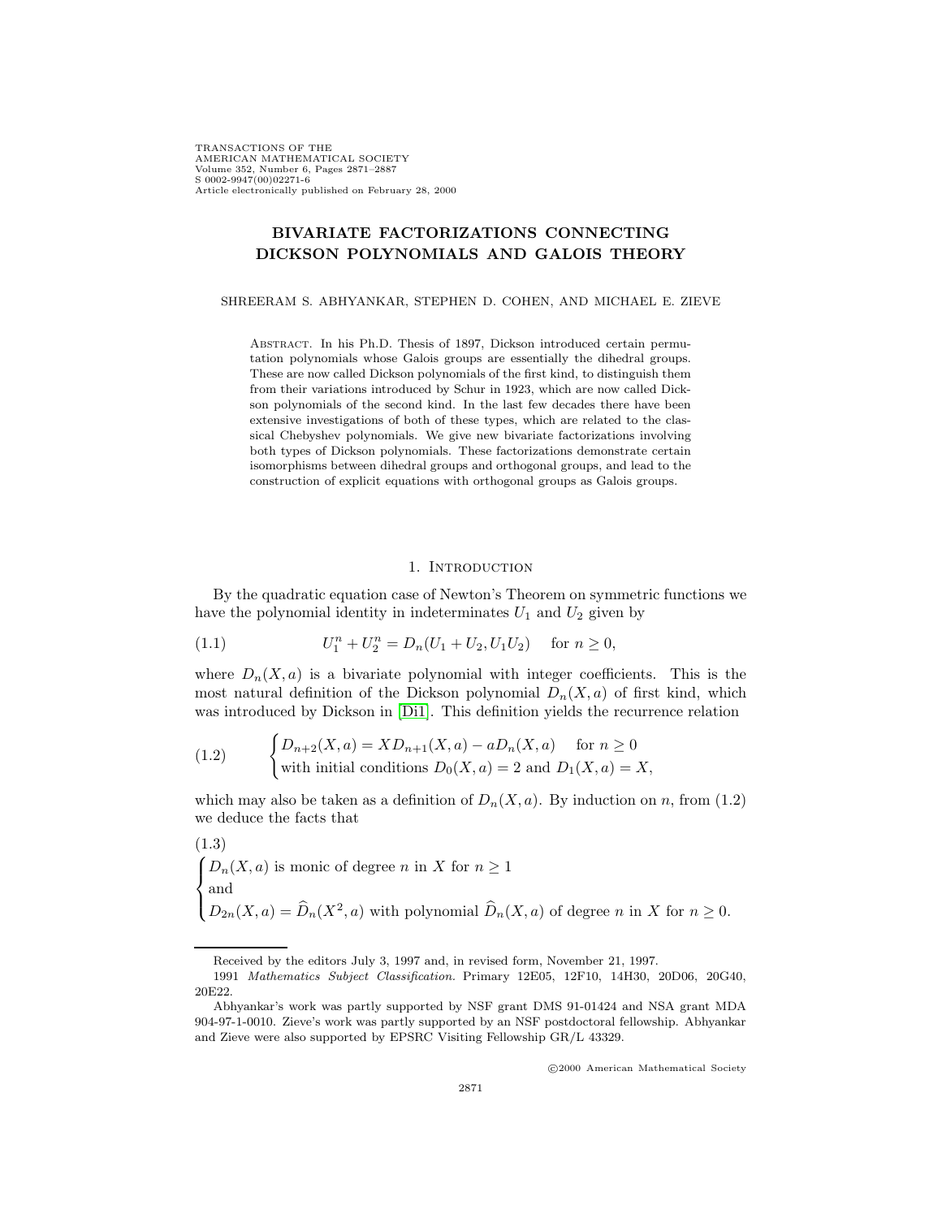# BIVARIATE FACTORIZATIONS CONNECTING DICKSON POLYNOMIALS AND GALOIS THEORY

SHREERAM S. ABHYANKAR, STEPHEN D. COHEN, AND MICHAEL E. ZIEVE

Abstract. In his Ph.D. Thesis of 1897, Dickson introduced certain permutation polynomials whose Galois groups are essentially the dihedral groups. These are now called Dickson polynomials of the first kind, to distinguish them from their variations introduced by Schur in 1923, which are now called Dickson polynomials of the second kind. In the last few decades there have been extensive investigations of both of these types, which are related to the classical Chebyshev polynomials. We give new bivariate factorizations involving both types of Dickson polynomials. These factorizations demonstrate certain isomorphisms between dihedral groups and orthogonal groups, and lead to the construction of explicit equations with orthogonal groups as Galois groups.

## 1. Introduction

By the quadratic equation case of Newton's Theorem on symmetric functions we have the polynomial identity in indeterminates $U_1$ and $U_2$ given by

$$U_1^n + U_2^n = D_n(U_1 + U_2, U_1U_2) \quad \text{for } n \geq 0, \tag{1.1}$$

where $D_n(X, a)$ is a bivariate polynomial with integer coefficients. This is the most natural definition of the Dickson polynomial $D_n(X, a)$ of first kind, which was introduced by Dickson in [Di1]. This definition yields the recurrence relation

$$\begin{cases} D_{n+2}(X, a) = XD_{n+1}(X, a) - aD_n(X, a) & \text{for } n \geq 0 \\ \text{with initial conditions } D_0(X, a) = 2 \text{ and } D_1(X, a) = X, \end{cases} \tag{1.2}$$

which may also be taken as a definition of $D_n(X, a)$. By induction on $n$, from (1.2) we deduce the facts that

$$\begin{cases} D_n(X, a) \text{ is monic of degree } n \text{ in } X \text{ for } n \geq 1 \\ \text{and} \\ D_{2n}(X, a) = \widehat{D}_n(X^2, a) \text{ with polynomial } \widehat{D}_n(X, a) \text{ of degree } n \text{ in } X \text{ for } n \geq 0. \end{cases} \tag{1.3}$$

---

Received by the editors July 3, 1997 and, in revised form, November 21, 1997.

1991 *Mathematics Subject Classification.* Primary 12E05, 12F10, 14H30, 20D06, 20G40, 20E22.

Abhyankar's work was partly supported by NSF grant DMS 91-01424 and NSA grant MDA 904-97-1-0010. Zieve's work was partly supported by an NSF postdoctoral fellowship. Abhyankar and Zieve were also supported by EPSRC Visiting Fellowship GR/L 43329.

©2000 American Mathematical Society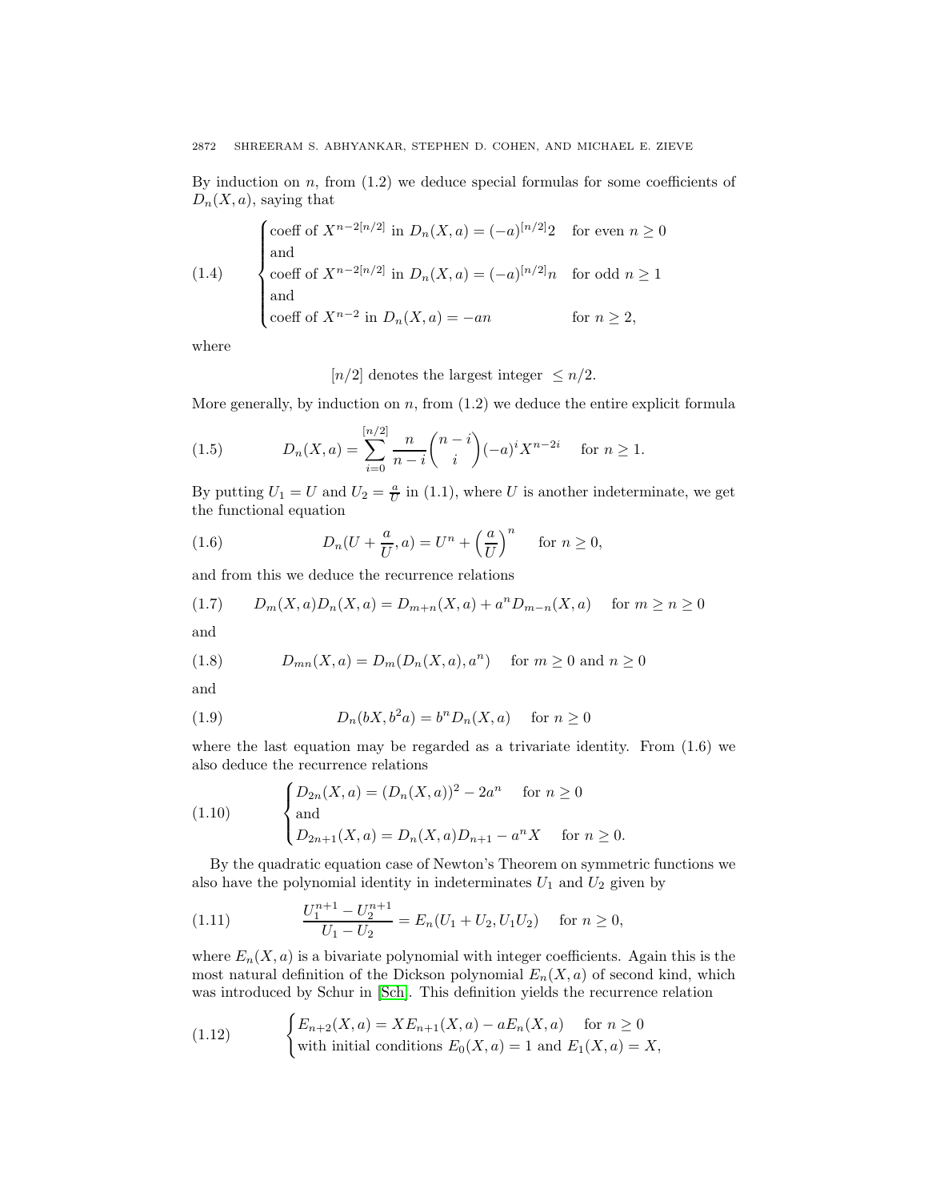By induction on $n$, from (1.2) we deduce special formulas for some coefficients of $D_n(X,a)$, saying that

$$
(1.4) \qquad \begin{cases} \text{coeff of } X^{n-2[n/2]} \text{ in } D_n(X,a) = (-a)^{[n/2]}2 & \text{for even } n \geq 0 \\ \text{and} \\ \text{coeff of } X^{n-2[n/2]} \text{ in } D_n(X,a) = (-a)^{[n/2]}n & \text{for odd } n \geq 1 \\ \text{and} \\ \text{coeff of } X^{n-2} \text{ in } D_n(X,a) = -an & \text{for } n \geq 2, \end{cases}
$$

where

$$
[n/2] \text{ denotes the largest integer } \leq n/2.
$$

More generally, by induction on $n$, from (1.2) we deduce the entire explicit formula

$$
(1.5) \qquad D_n(X,a) = \sum_{i=0}^{[n/2]} \frac{n}{n-i}\binom{n-i}{i}(-a)^i X^{n-2i} \quad \text{for } n \geq 1.
$$

By putting $U_1 = U$ and $U_2 = \frac{a}{U}$ in (1.1), where $U$ is another indeterminate, we get the functional equation

$$
(1.6) \qquad D_n(U + \frac{a}{U}, a) = U^n + \left(\frac{a}{U}\right)^n \quad \text{for } n \geq 0,
$$

and from this we deduce the recurrence relations

$$
(1.7) \qquad D_m(X,a)D_n(X,a) = D_{m+n}(X,a) + a^n D_{m-n}(X,a) \quad \text{for } m \geq n \geq 0
$$

and

$$
(1.8) \qquad D_{mn}(X,a) = D_m(D_n(X,a),a^n) \quad \text{for } m \geq 0 \text{ and } n \geq 0
$$

and

$$
(1.9) \qquad D_n(bX, b^2a) = b^n D_n(X,a) \quad \text{for } n \geq 0
$$

where the last equation may be regarded as a trivariate identity. From (1.6) we also deduce the recurrence relations

$$
(1.10) \qquad \begin{cases} D_{2n}(X,a) = (D_n(X,a))^2 - 2a^n & \text{for } n \geq 0 \\ \text{and} \\ D_{2n+1}(X,a) = D_n(X,a)D_{n+1} - a^n X & \text{for } n \geq 0. \end{cases}
$$

By the quadratic equation case of Newton's Theorem on symmetric functions we also have the polynomial identity in indeterminates $U_1$ and $U_2$ given by

$$
(1.11) \qquad \frac{U_1^{n+1} - U_2^{n+1}}{U_1 - U_2} = E_n(U_1 + U_2, U_1U_2) \quad \text{for } n \geq 0,
$$

where $E_n(X,a)$ is a bivariate polynomial with integer coefficients. Again this is the most natural definition of the Dickson polynomial $E_n(X,a)$ of second kind, which was introduced by Schur in [Sch]. This definition yields the recurrence relation

$$
(1.12) \qquad \begin{cases} E_{n+2}(X,a) = XE_{n+1}(X,a) - aE_n(X,a) & \text{for } n \geq 0 \\ \text{with initial conditions } E_0(X,a) = 1 \text{ and } E_1(X,a) = X, \end{cases}
$$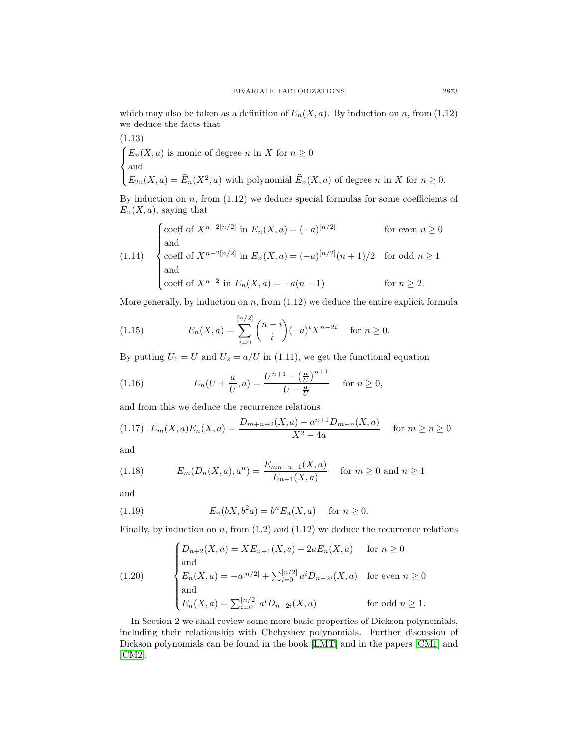which may also be taken as a definition of $E_n(X,a)$. By induction on $n$, from (1.12) we deduce the facts that

(1.13)

$$\begin{cases} E_n(X,a) \text{ is monic of degree } n \text{ in } X \text{ for } n \geq 0 \\ \text{and} \\ E_{2n}(X,a) = \widehat{E}_n(X^2,a) \text{ with polynomial } \widehat{E}_n(X,a) \text{ of degree } n \text{ in } X \text{ for } n \geq 0. \end{cases}$$

By induction on $n$, from (1.12) we deduce special formulas for some coefficients of $E_n(X,a)$, saying that

$$(1.14) \quad \begin{cases} \text{coeff of } X^{n-2[n/2]} \text{ in } E_n(X,a) = (-a)^{[n/2]} & \text{for even } n \geq 0 \\ \text{and} \\ \text{coeff of } X^{n-2[n/2]} \text{ in } E_n(X,a) = (-a)^{[n/2]}(n+1)/2 & \text{for odd } n \geq 1 \\ \text{and} \\ \text{coeff of } X^{n-2} \text{ in } E_n(X,a) = -a(n-1) & \text{for } n \geq 2. \end{cases}$$

More generally, by induction on $n$, from (1.12) we deduce the entire explicit formula

$$(1.15) \qquad E_n(X,a) = \sum_{i=0}^{[n/2]} \binom{n-i}{i} (-a)^i X^{n-2i} \quad \text{for } n \geq 0.$$

By putting $U_1 = U$ and $U_2 = a/U$ in (1.11), we get the functional equation

$$(1.16) \qquad E_n(U + \frac{a}{U}, a) = \frac{U^{n+1} - \left(\frac{a}{U}\right)^{n+1}}{U - \frac{a}{U}} \quad \text{for } n \geq 0,$$

and from this we deduce the recurrence relations

$$(1.17) \quad E_m(X,a)E_n(X,a) = \frac{D_{m+n+2}(X,a) - a^{n+1}D_{m-n}(X,a)}{X^2 - 4a} \quad \text{for } m \geq n \geq 0$$

and

$$(1.18) \qquad E_m(D_n(X,a), a^n) = \frac{E_{mn+n-1}(X,a)}{E_{n-1}(X,a)} \quad \text{for } m \geq 0 \text{ and } n \geq 1$$

and

$$(1.19) \qquad E_n(bX, b^2a) = b^n E_n(X,a) \quad \text{for } n \geq 0.$$

Finally, by induction on $n$, from (1.2) and (1.12) we deduce the recurrence relations

$$(1.20) \qquad \begin{cases} D_{n+2}(X,a) = XE_{n+1}(X,a) - 2aE_n(X,a) & \text{for } n \geq 0 \\ \text{and} \\ E_n(X,a) = -a^{[n/2]} + \sum_{i=0}^{[n/2]} a^i D_{n-2i}(X,a) & \text{for even } n \geq 0 \\ \text{and} \\ E_n(X,a) = \sum_{i=0}^{[n/2]} a^i D_{n-2i}(X,a) & \text{for odd } n \geq 1. \end{cases}$$

In Section 2 we shall review some more basic properties of Dickson polynomials, including their relationship with Chebyshev polynomials. Further discussion of Dickson polynomials can be found in the book [LMT] and in the papers [CM1] and [CM2].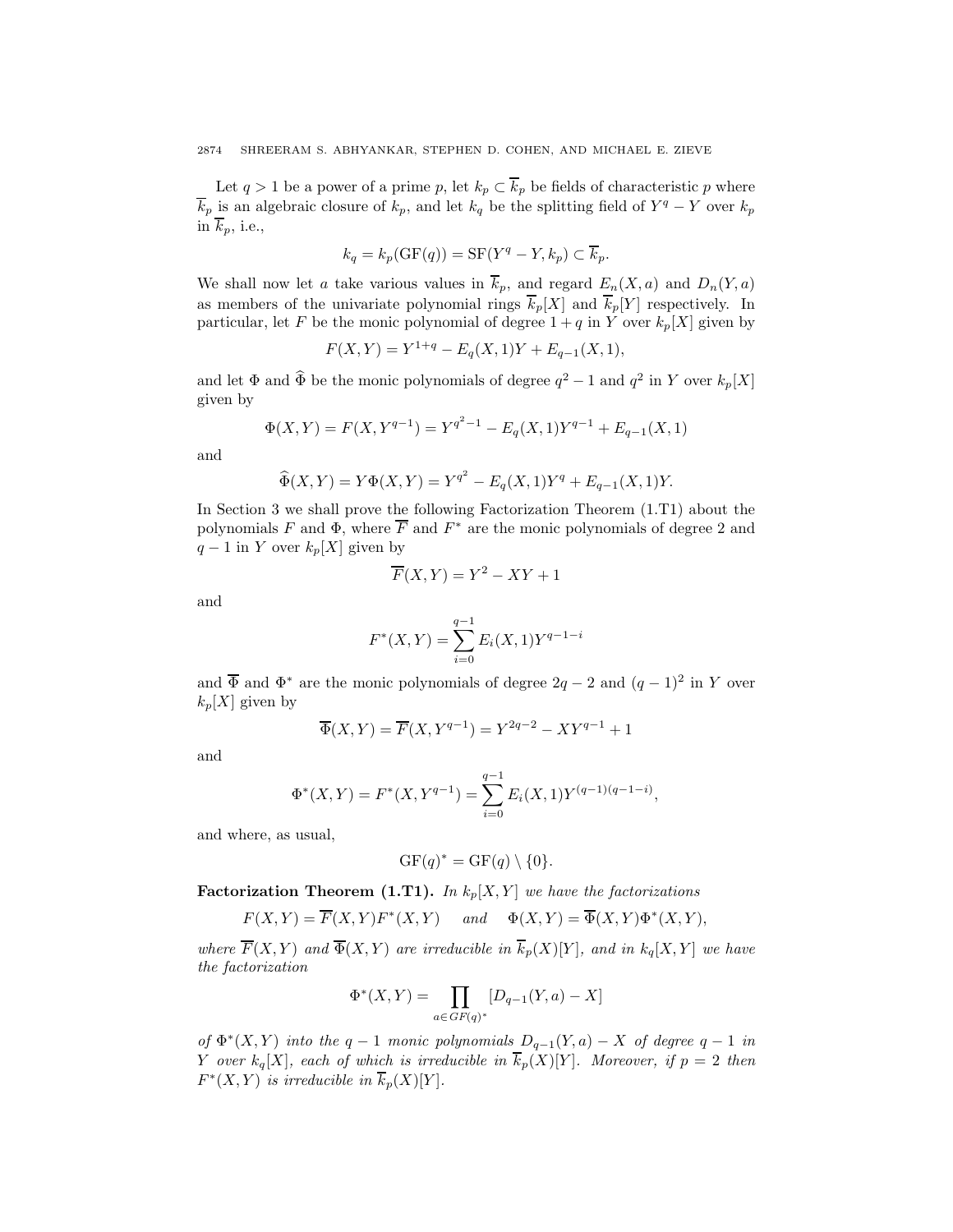Let $q > 1$ be a power of a prime $p$, let $k_p \subset \overline{k}_p$ be fields of characteristic $p$ where $\overline{k}_p$ is an algebraic closure of $k_p$, and let $k_q$ be the splitting field of $Y^q - Y$ over $k_p$ in $\overline{k}_p$, i.e.,

$$k_q = k_p(\mathrm{GF}(q)) = \mathrm{SF}(Y^q - Y, k_p) \subset \overline{k}_p.$$

We shall now let $a$ take various values in $\overline{k}_p$, and regard $E_n(X, a)$ and $D_n(Y, a)$ as members of the univariate polynomial rings $\overline{k}_p[X]$ and $\overline{k}_p[Y]$ respectively. In particular, let $F$ be the monic polynomial of degree $1 + q$ in $Y$ over $k_p[X]$ given by

$$F(X, Y) = Y^{1+q} - E_q(X, 1)Y + E_{q-1}(X, 1),$$

and let $\Phi$ and $\widehat{\Phi}$ be the monic polynomials of degree $q^2 - 1$ and $q^2$ in $Y$ over $k_p[X]$ given by

$$\Phi(X, Y) = F(X, Y^{q-1}) = Y^{q^2-1} - E_q(X, 1)Y^{q-1} + E_{q-1}(X, 1)$$

and

$$\widehat{\Phi}(X, Y) = Y\Phi(X, Y) = Y^{q^2} - E_q(X, 1)Y^q + E_{q-1}(X, 1)Y.$$

In Section 3 we shall prove the following Factorization Theorem (1.T1) about the polynomials $F$ and $\Phi$, where $\overline{F}$ and $F^*$ are the monic polynomials of degree 2 and $q - 1$ in $Y$ over $k_p[X]$ given by

$$\overline{F}(X, Y) = Y^2 - XY + 1$$

and

$$F^*(X, Y) = \sum_{i=0}^{q-1} E_i(X, 1)Y^{q-1-i}$$

and $\overline{\Phi}$ and $\Phi^*$ are the monic polynomials of degree $2q - 2$ and $(q - 1)^2$ in $Y$ over $k_p[X]$ given by

$$\overline{\Phi}(X, Y) = \overline{F}(X, Y^{q-1}) = Y^{2q-2} - XY^{q-1} + 1$$

and

$$\Phi^*(X, Y) = F^*(X, Y^{q-1}) = \sum_{i=0}^{q-1} E_i(X, 1)Y^{(q-1)(q-1-i)},$$

and where, as usual,

$$\mathrm{GF}(q)^* = \mathrm{GF}(q) \setminus \{0\}.$$

**Factorization Theorem (1.T1).** *In $k_p[X, Y]$ we have the factorizations*

$$F(X, Y) = \overline{F}(X, Y)F^*(X, Y) \quad \text{and} \quad \Phi(X, Y) = \overline{\Phi}(X, Y)\Phi^*(X, Y),$$

*where $\overline{F}(X, Y)$ and $\overline{\Phi}(X, Y)$ are irreducible in $\overline{k}_p(X)[Y]$, and in $k_q[X, Y]$ we have the factorization*

$$\Phi^*(X, Y) = \prod_{a \in GF(q)^*} [D_{q-1}(Y, a) - X]$$

*of $\Phi^*(X, Y)$ into the $q - 1$ monic polynomials $D_{q-1}(Y, a) - X$ of degree $q - 1$ in $Y$ over $k_q[X]$, each of which is irreducible in $\overline{k}_p(X)[Y]$. Moreover, if $p = 2$ then $F^*(X, Y)$ is irreducible in $\overline{k}_p(X)[Y]$.*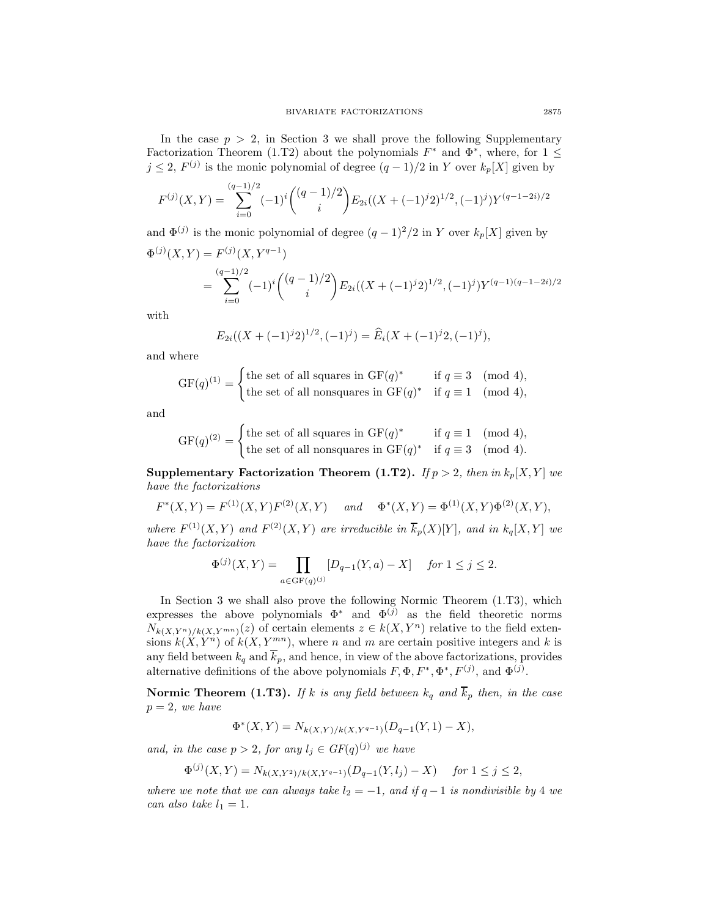In the case $p > 2$, in Section 3 we shall prove the following Supplementary Factorization Theorem (1.T2) about the polynomials $F^*$ and $\Phi^*$, where, for $1 \leq j \leq 2$, $F^{(j)}$ is the monic polynomial of degree $(q-1)/2$ in $Y$ over $k_p[X]$ given by

$$F^{(j)}(X,Y) = \sum_{i=0}^{(q-1)/2} (-1)^i \binom{(q-1)/2}{i} E_{2i}((X+(-1)^j 2)^{1/2}, (-1)^j) Y^{(q-1-2i)/2}$$

and $\Phi^{(j)}$ is the monic polynomial of degree $(q-1)^2/2$ in $Y$ over $k_p[X]$ given by

$$\begin{aligned}\Phi^{(j)}(X,Y) &= F^{(j)}(X, Y^{q-1}) \\ &= \sum_{i=0}^{(q-1)/2} (-1)^i \binom{(q-1)/2}{i} E_{2i}((X+(-1)^j 2)^{1/2}, (-1)^j) Y^{(q-1)(q-1-2i)/2}\end{aligned}$$

with

$$E_{2i}((X+(-1)^j 2)^{1/2}, (-1)^j) = \widehat{E}_i(X+(-1)^j 2, (-1)^j),$$

and where

$$\mathrm{GF}(q)^{(1)} = \begin{cases} \text{the set of all squares in } \mathrm{GF}(q)^* & \text{if } q \equiv 3 \pmod 4, \\ \text{the set of all nonsquares in } \mathrm{GF}(q)^* & \text{if } q \equiv 1 \pmod 4, \end{cases}$$

and

$$\mathrm{GF}(q)^{(2)} = \begin{cases} \text{the set of all squares in } \mathrm{GF}(q)^* & \text{if } q \equiv 1 \pmod 4, \\ \text{the set of all nonsquares in } \mathrm{GF}(q)^* & \text{if } q \equiv 3 \pmod 4. \end{cases}$$

**Supplementary Factorization Theorem (1.T2).** *If $p > 2$, then in $k_p[X,Y]$ we have the factorizations*

$$F^*(X,Y) = F^{(1)}(X,Y)F^{(2)}(X,Y) \quad \text{and} \quad \Phi^*(X,Y) = \Phi^{(1)}(X,Y)\Phi^{(2)}(X,Y),$$

*where $F^{(1)}(X,Y)$ and $F^{(2)}(X,Y)$ are irreducible in $\overline{k}_p(X)[Y]$, and in $k_q[X,Y]$ we have the factorization*

$$\Phi^{(j)}(X,Y) = \prod_{a \in \mathrm{GF}(q)^{(j)}} [D_{q-1}(Y,a) - X] \quad \text{for } 1 \leq j \leq 2.$$

In Section 3 we shall also prove the following Normic Theorem (1.T3), which expresses the above polynomials $\Phi^*$ and $\Phi^{(j)}$ as the field theoretic norms $N_{k(X,Y^n)/k(X,Y^{mn})}(z)$ of certain elements $z \in k(X,Y^n)$ relative to the field extensions $k(X,Y^n)$ of $k(X,Y^{mn})$, where $n$ and $m$ are certain positive integers and $k$ is any field between $k_q$ and $\overline{k}_p$, and hence, in view of the above factorizations, provides alternative definitions of the above polynomials $F, \Phi, F^*, \Phi^*, F^{(j)}$, and $\Phi^{(j)}$.

**Normic Theorem (1.T3).** *If $k$ is any field between $k_q$ and $\overline{k}_p$ then, in the case $p = 2$, we have*

$$\Phi^*(X,Y) = N_{k(X,Y)/k(X,Y^{q-1})}(D_{q-1}(Y,1) - X),$$

*and, in the case $p > 2$, for any $l_j \in GF(q)^{(j)}$ we have*

$$\Phi^{(j)}(X,Y) = N_{k(X,Y^2)/k(X,Y^{q-1})}(D_{q-1}(Y,l_j) - X) \quad \text{for } 1 \leq j \leq 2,$$

*where we note that we can always take $l_2 = -1$, and if $q-1$ is nondivisible by 4 we can also take $l_1 = 1$.*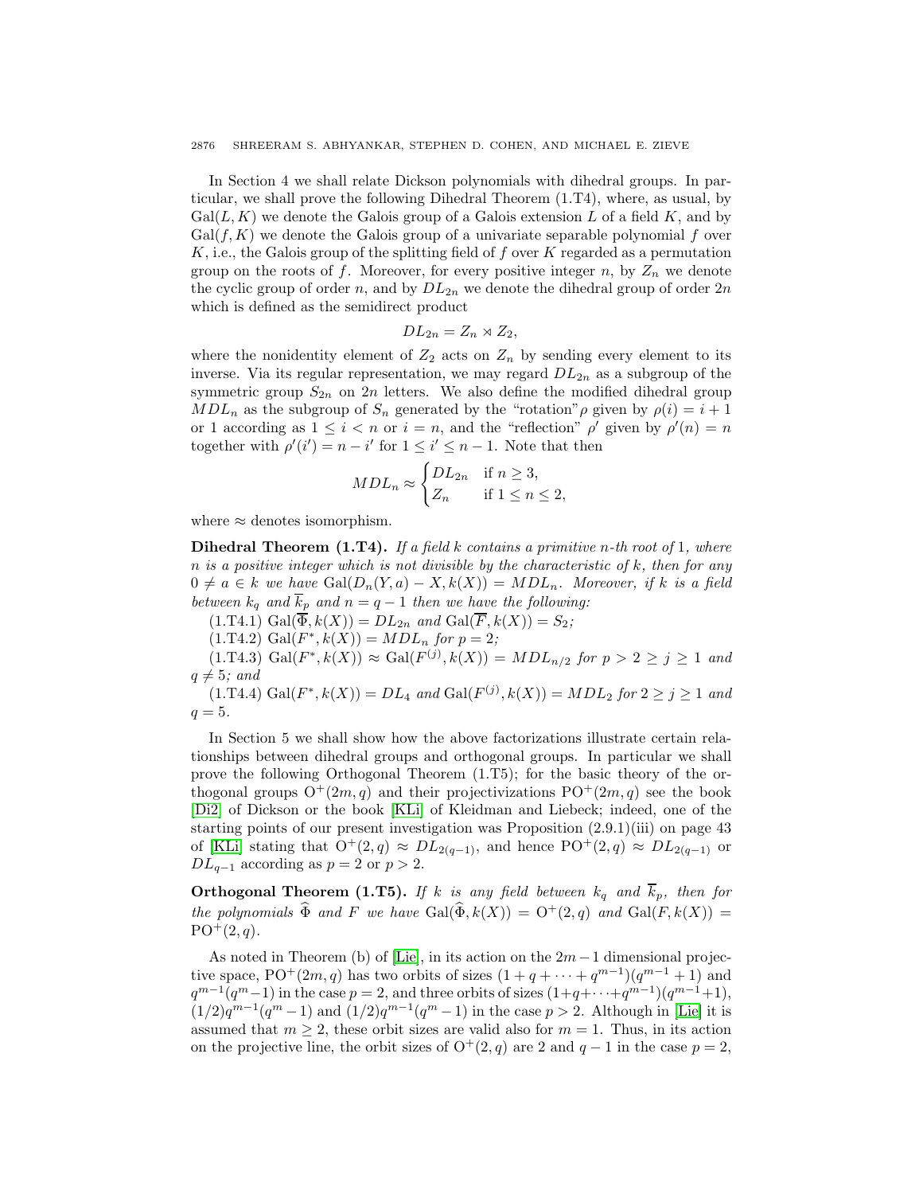In Section 4 we shall relate Dickson polynomials with dihedral groups. In particular, we shall prove the following Dihedral Theorem (1.T4), where, as usual, by $\mathrm{Gal}(L, K)$ we denote the Galois group of a Galois extension $L$ of a field $K$, and by $\mathrm{Gal}(f, K)$ we denote the Galois group of a univariate separable polynomial $f$ over $K$, i.e., the Galois group of the splitting field of $f$ over $K$ regarded as a permutation group on the roots of $f$. Moreover, for every positive integer $n$, by $Z_n$ we denote the cyclic group of order $n$, and by $DL_{2n}$ we denote the dihedral group of order $2n$ which is defined as the semidirect product

$$DL_{2n} = Z_n \rtimes Z_2,$$

where the nonidentity element of $Z_2$ acts on $Z_n$ by sending every element to its inverse. Via its regular representation, we may regard $DL_{2n}$ as a subgroup of the symmetric group $S_{2n}$ on $2n$ letters. We also define the modified dihedral group $MDL_n$ as the subgroup of $S_n$ generated by the "rotation" $\rho$ given by $\rho(i) = i + 1$ or 1 according as $1 \leq i < n$ or $i = n$, and the "reflection" $\rho'$ given by $\rho'(n) = n$ together with $\rho'(i') = n - i'$ for $1 \leq i' \leq n - 1$. Note that then

$$MDL_n \approx \begin{cases} DL_{2n} & \text{if } n \geq 3, \\ Z_n & \text{if } 1 \leq n \leq 2, \end{cases}$$

where $\approx$ denotes isomorphism.

**Dihedral Theorem (1.T4).** *If a field $k$ contains a primitive $n$-th root of 1, where $n$ is a positive integer which is not divisible by the characteristic of $k$, then for any $0 \neq a \in k$ we have $\mathrm{Gal}(D_n(Y, a) - X, k(X)) = MDL_n$. Moreover, if $k$ is a field between $k_q$ and $\overline{k}_p$ and $n = q - 1$ then we have the following:*

(1.T4.1) $\mathrm{Gal}(\overline{\Phi}, k(X)) = DL_{2n}$ *and* $\mathrm{Gal}(\overline{F}, k(X)) = S_2$*;*

(1.T4.2) $\mathrm{Gal}(F^*, k(X)) = MDL_n$ *for* $p = 2$*;*

(1.T4.3) $\mathrm{Gal}(F^*, k(X)) \approx \mathrm{Gal}(F^{(j)}, k(X)) = MDL_{n/2}$ *for* $p > 2 \geq j \geq 1$ *and* $q \neq 5$*; and*

(1.T4.4) $\mathrm{Gal}(F^*, k(X)) = DL_4$ *and* $\mathrm{Gal}(F^{(j)}, k(X)) = MDL_2$ *for* $2 \geq j \geq 1$ *and* $q = 5$.

In Section 5 we shall show how the above factorizations illustrate certain relationships between dihedral groups and orthogonal groups. In particular we shall prove the following Orthogonal Theorem (1.T5); for the basic theory of the orthogonal groups $\mathrm{O}^+(2m, q)$ and their projectivizations $\mathrm{PO}^+(2m, q)$ see the book [Di2] of Dickson or the book [KLi] of Kleidman and Liebeck; indeed, one of the starting points of our present investigation was Proposition (2.9.1)(iii) on page 43 of [KLi] stating that $\mathrm{O}^+(2, q) \approx DL_{2(q-1)}$, and hence $\mathrm{PO}^+(2, q) \approx DL_{2(q-1)}$ or $DL_{q-1}$ according as $p = 2$ or $p > 2$.

**Orthogonal Theorem (1.T5).** *If $k$ is any field between $k_q$ and $\overline{k}_p$, then for the polynomials $\widehat{\Phi}$ and $F$ we have $\mathrm{Gal}(\widehat{\Phi}, k(X)) = \mathrm{O}^+(2, q)$ and $\mathrm{Gal}(F, k(X)) = \mathrm{PO}^+(2, q)$.*

As noted in Theorem (b) of [Lie], in its action on the $2m - 1$ dimensional projective space, $\mathrm{PO}^+(2m, q)$ has two orbits of sizes $(1 + q + \cdots + q^{m-1})(q^{m-1} + 1)$ and $q^{m-1}(q^m - 1)$ in the case $p = 2$, and three orbits of sizes $(1 + q + \cdots + q^{m-1})(q^{m-1} + 1)$, $(1/2)q^{m-1}(q^m - 1)$ and $(1/2)q^{m-1}(q^m - 1)$ in the case $p > 2$. Although in [Lie] it is assumed that $m \geq 2$, these orbit sizes are valid also for $m = 1$. Thus, in its action on the projective line, the orbit sizes of $\mathrm{O}^+(2, q)$ are 2 and $q - 1$ in the case $p = 2$,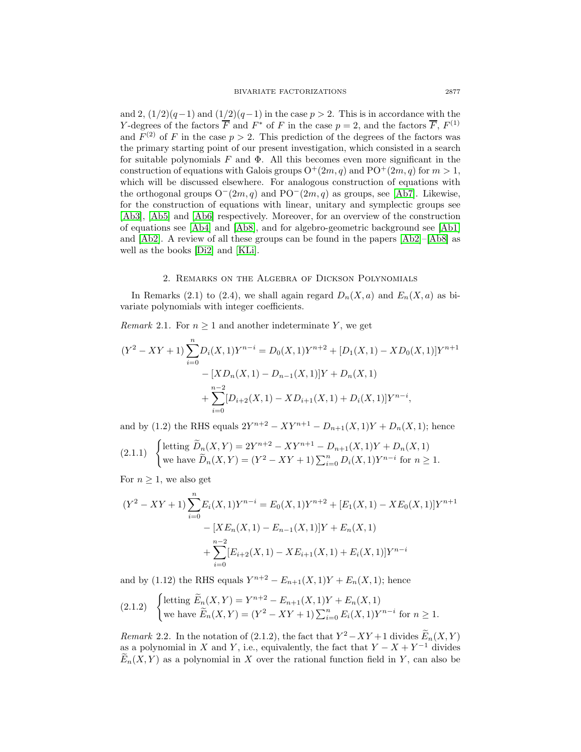and 2, $(1/2)(q-1)$ and $(1/2)(q-1)$ in the case $p>2$. This is in accordance with the $Y$-degrees of the factors $\overline{F}$ and $F^*$ of $F$ in the case $p=2$, and the factors $\overline{F}$, $F^{(1)}$ and $F^{(2)}$ of $F$ in the case $p>2$. This prediction of the degrees of the factors was the primary starting point of our present investigation, which consisted in a search for suitable polynomials $F$ and $\Phi$. All this becomes even more significant in the construction of equations with Galois groups $\mathrm{O}^+(2m,q)$ and $\mathrm{PO}^+(2m,q)$ for $m>1$, which will be discussed elsewhere. For analogous construction of equations with the orthogonal groups $\mathrm{O}^-(2m,q)$ and $\mathrm{PO}^-(2m,q)$ as groups, see [Ab7]. Likewise, for the construction of equations with linear, unitary and symplectic groups see [Ab3], [Ab5] and [Ab6] respectively. Moreover, for an overview of the construction of equations see [Ab4] and [Ab8], and for algebro-geometric background see [Ab1] and [Ab2]. A review of all these groups can be found in the papers [Ab2]–[Ab8] as well as the books [Di2] and [KLi].

## 2. Remarks on the Algebra of Dickson Polynomials

In Remarks (2.1) to (2.4), we shall again regard $D_n(X,a)$ and $E_n(X,a)$ as bivariate polynomials with integer coefficients.

*Remark* 2.1. For $n\ge 1$ and another indeterminate $Y$, we get

$$
\begin{aligned}
(Y^2-XY+1)\sum_{i=0}^{n}D_i(X,1)Y^{n-i} &= D_0(X,1)Y^{n+2}+[D_1(X,1)-XD_0(X,1)]Y^{n+1}\\
&\quad -[XD_n(X,1)-D_{n-1}(X,1)]Y+D_n(X,1)\\
&\quad +\sum_{i=0}^{n-2}[D_{i+2}(X,1)-XD_{i+1}(X,1)+D_i(X,1)]Y^{n-i},
\end{aligned}
$$

and by (1.2) the RHS equals $2Y^{n+2}-XY^{n+1}-D_{n+1}(X,1)Y+D_n(X,1)$; hence

$$
(2.1.1)\quad \begin{cases}\text{letting } \widetilde{D}_n(X,Y)=2Y^{n+2}-XY^{n+1}-D_{n+1}(X,1)Y+D_n(X,1)\\ \text{we have } \widetilde{D}_n(X,Y)=(Y^2-XY+1)\sum_{i=0}^{n}D_i(X,1)Y^{n-i} \text{ for } n\ge 1.\end{cases}
$$

For $n\ge 1$, we also get

$$
\begin{aligned}
(Y^2-XY+1)\sum_{i=0}^{n}E_i(X,1)Y^{n-i} &= E_0(X,1)Y^{n+2}+[E_1(X,1)-XE_0(X,1)]Y^{n+1}\\
&\quad -[XE_n(X,1)-E_{n-1}(X,1)]Y+E_n(X,1)\\
&\quad +\sum_{i=0}^{n-2}[E_{i+2}(X,1)-XE_{i+1}(X,1)+E_i(X,1)]Y^{n-i}
\end{aligned}
$$

and by (1.12) the RHS equals $Y^{n+2}-E_{n+1}(X,1)Y+E_n(X,1)$; hence

$$
(2.1.2)\quad \begin{cases}\text{letting } \widetilde{E}_n(X,Y)=Y^{n+2}-E_{n+1}(X,1)Y+E_n(X,1)\\ \text{we have } \widetilde{E}_n(X,Y)=(Y^2-XY+1)\sum_{i=0}^{n}E_i(X,1)Y^{n-i} \text{ for } n\ge 1.\end{cases}
$$

*Remark* 2.2. In the notation of (2.1.2), the fact that $Y^2-XY+1$ divides $\widetilde{E}_n(X,Y)$ as a polynomial in $X$ and $Y$, i.e., equivalently, the fact that $Y-X+Y^{-1}$ divides $\widetilde{E}_n(X,Y)$ as a polynomial in $X$ over the rational function field in $Y$, can also be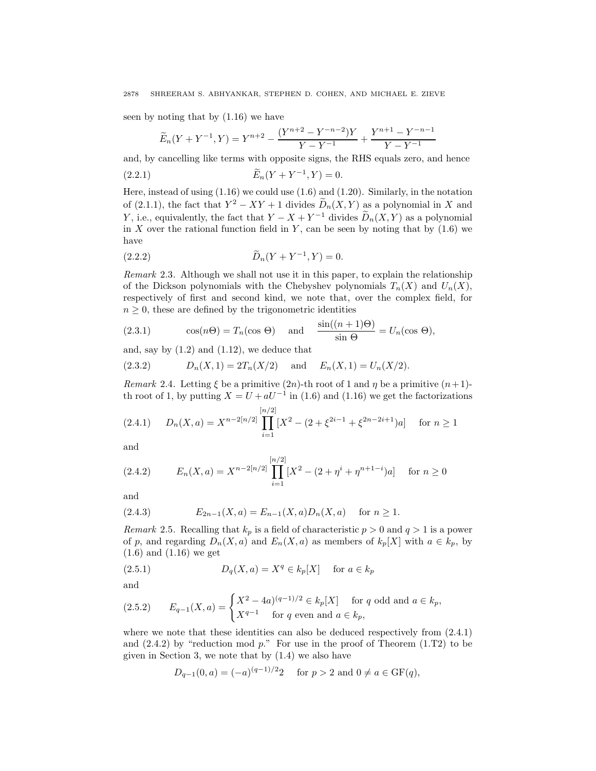seen by noting that by (1.16) we have

$$\widetilde{E}_n(Y+Y^{-1},Y) = Y^{n+2} - \frac{(Y^{n+2}-Y^{-n-2})Y}{Y-Y^{-1}} + \frac{Y^{n+1}-Y^{-n-1}}{Y-Y^{-1}}$$

and, by cancelling like terms with opposite signs, the RHS equals zero, and hence

$$\widetilde{E}_n(Y+Y^{-1},Y) = 0. \tag{2.2.1}$$

Here, instead of using (1.16) we could use (1.6) and (1.20). Similarly, in the notation of (2.1.1), the fact that $Y^2 - XY + 1$ divides $\widetilde{D}_n(X,Y)$ as a polynomial in $X$ and $Y$, i.e., equivalently, the fact that $Y - X + Y^{-1}$ divides $\widetilde{D}_n(X,Y)$ as a polynomial in $X$ over the rational function field in $Y$, can be seen by noting that by (1.6) we have

$$\widetilde{D}_n(Y+Y^{-1},Y) = 0. \tag{2.2.2}$$

*Remark* 2.3. Although we shall not use it in this paper, to explain the relationship of the Dickson polynomials with the Chebyshev polynomials $T_n(X)$ and $U_n(X)$, respectively of first and second kind, we note that, over the complex field, for $n \geq 0$, these are defined by the trigonometric identities

$$\cos(n\Theta) = T_n(\cos\,\Theta) \quad \text{and} \quad \frac{\sin((n+1)\Theta)}{\sin\,\Theta} = U_n(\cos\,\Theta), \tag{2.3.1}$$

and, say by (1.2) and (1.12), we deduce that

$$D_n(X,1) = 2T_n(X/2) \quad \text{and} \quad E_n(X,1) = U_n(X/2). \tag{2.3.2}$$

*Remark* 2.4. Letting $\xi$ be a primitive $(2n)$-th root of 1 and $\eta$ be a primitive $(n+1)$-th root of 1, by putting $X = U + aU^{-1}$ in (1.6) and (1.16) we get the factorizations

$$D_n(X,a) = X^{n-2[n/2]} \prod_{i=1}^{[n/2]} [X^2 - (2 + \xi^{2i-1} + \xi^{2n-2i+1})a] \quad \text{for } n \geq 1 \tag{2.4.1}$$

and

$$E_n(X,a) = X^{n-2[n/2]} \prod_{i=1}^{[n/2]} [X^2 - (2 + \eta^{i} + \eta^{n+1-i})a] \quad \text{for } n \geq 0 \tag{2.4.2}$$

and

$$E_{2n-1}(X,a) = E_{n-1}(X,a)D_n(X,a) \quad \text{for } n \geq 1. \tag{2.4.3}$$

*Remark* 2.5. Recalling that $k_p$ is a field of characteristic $p > 0$ and $q > 1$ is a power of $p$, and regarding $D_n(X,a)$ and $E_n(X,a)$ as members of $k_p[X]$ with $a \in k_p$, by (1.6) and (1.16) we get

$$D_q(X,a) = X^q \in k_p[X] \quad \text{for } a \in k_p \tag{2.5.1}$$

and

$$E_{q-1}(X,a) = \begin{cases} X^2 - 4a)^{(q-1)/2} \in k_p[X] & \text{for } q \text{ odd and } a \in k_p, \\ X^{q-1} & \text{for } q \text{ even and } a \in k_p, \end{cases} \tag{2.5.2}$$

where we note that these identities can also be deduced respectively from (2.4.1) and (2.4.2) by "reduction mod $p$." For use in the proof of Theorem (1.T2) to be given in Section 3, we note that by (1.4) we also have

$$D_{q-1}(0,a) = (-a)^{(q-1)/2}2 \quad \text{for } p > 2 \text{ and } 0 \neq a \in \mathrm{GF}(q),$$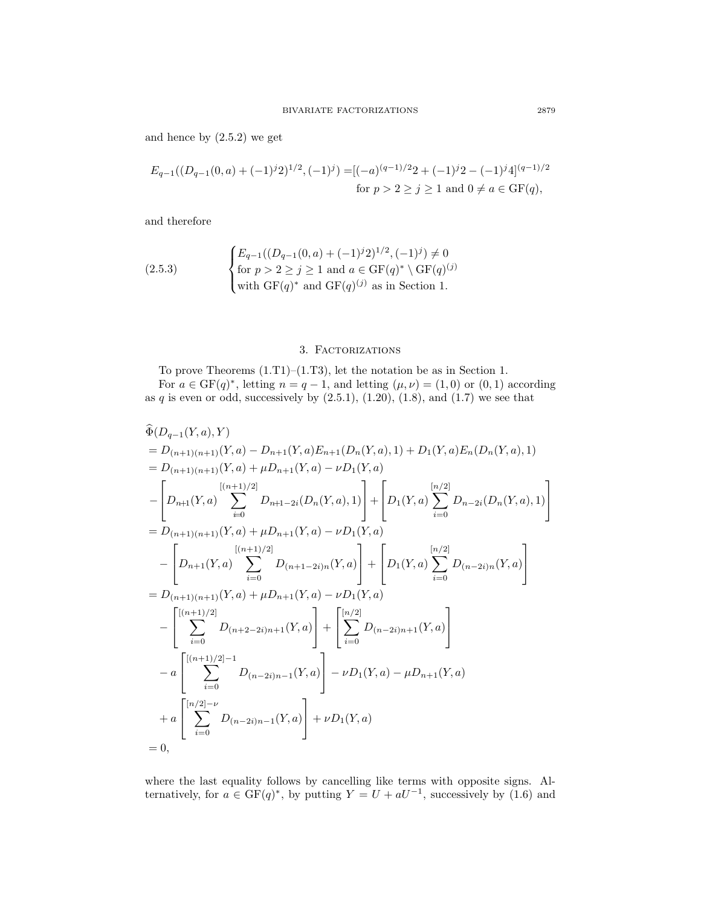and hence by (2.5.2) we get

$$E_{q-1}((D_{q-1}(0,a)+(-1)^j 2)^{1/2},(-1)^j) = [(-a)^{(q-1)/2}2+(-1)^j 2-(-1)^j 4]^{(q-1)/2}$$
$$\text{for } p>2\ge j\ge 1 \text{ and } 0\ne a\in \mathrm{GF}(q),$$

and therefore

$$\text{(2.5.3)} \qquad \begin{cases} E_{q-1}((D_{q-1}(0,a)+(-1)^j 2)^{1/2},(-1)^j)\ne 0 \\ \text{for } p>2\ge j\ge 1 \text{ and } a\in \mathrm{GF}(q)^*\setminus \mathrm{GF}(q)^{(j)} \\ \text{with } \mathrm{GF}(q)^* \text{ and } \mathrm{GF}(q)^{(j)} \text{ as in Section 1.}\end{cases}$$

## 3. Factorizations

To prove Theorems (1.T1)–(1.T3), let the notation be as in Section 1.

For $a\in \mathrm{GF}(q)^*$, letting $n=q-1$, and letting $(\mu,\nu)=(1,0)$ or $(0,1)$ according as $q$ is even or odd, successively by (2.5.1), (1.20), (1.8), and (1.7) we see that

$$\begin{aligned}
&\widehat{\Phi}(D_{q-1}(Y,a),Y)\\
&= D_{(n+1)(n+1)}(Y,a) - D_{n+1}(Y,a)E_{n+1}(D_n(Y,a),1) + D_1(Y,a)E_n(D_n(Y,a),1)\\
&= D_{(n+1)(n+1)}(Y,a) + \mu D_{n+1}(Y,a) - \nu D_1(Y,a)\\
&\quad - \left[D_{n+1}(Y,a)\sum_{i=0}^{[(n+1)/2]} D_{n+1-2i}(D_n(Y,a),1)\right] + \left[D_1(Y,a)\sum_{i=0}^{[n/2]} D_{n-2i}(D_n(Y,a),1)\right]\\
&= D_{(n+1)(n+1)}(Y,a) + \mu D_{n+1}(Y,a) - \nu D_1(Y,a)\\
&\quad - \left[D_{n+1}(Y,a)\sum_{i=0}^{[(n+1)/2]} D_{(n+1-2i)n}(Y,a)\right] + \left[D_1(Y,a)\sum_{i=0}^{[n/2]} D_{(n-2i)n}(Y,a)\right]\\
&= D_{(n+1)(n+1)}(Y,a) + \mu D_{n+1}(Y,a) - \nu D_1(Y,a)\\
&\quad - \left[\sum_{i=0}^{[(n+1)/2]} D_{(n+2-2i)n+1}(Y,a)\right] + \left[\sum_{i=0}^{[n/2]} D_{(n-2i)n+1}(Y,a)\right]\\
&\quad - a\left[\sum_{i=0}^{[(n+1)/2]-1} D_{(n-2i)n-1}(Y,a)\right] - \nu D_1(Y,a) - \mu D_{n+1}(Y,a)\\
&\quad + a\left[\sum_{i=0}^{[n/2]-\nu} D_{(n-2i)n-1}(Y,a)\right] + \nu D_1(Y,a)\\
&= 0,
\end{aligned}$$

where the last equality follows by cancelling like terms with opposite signs. Alternatively, for $a\in \mathrm{GF}(q)^*$, by putting $Y=U+aU^{-1}$, successively by (1.6) and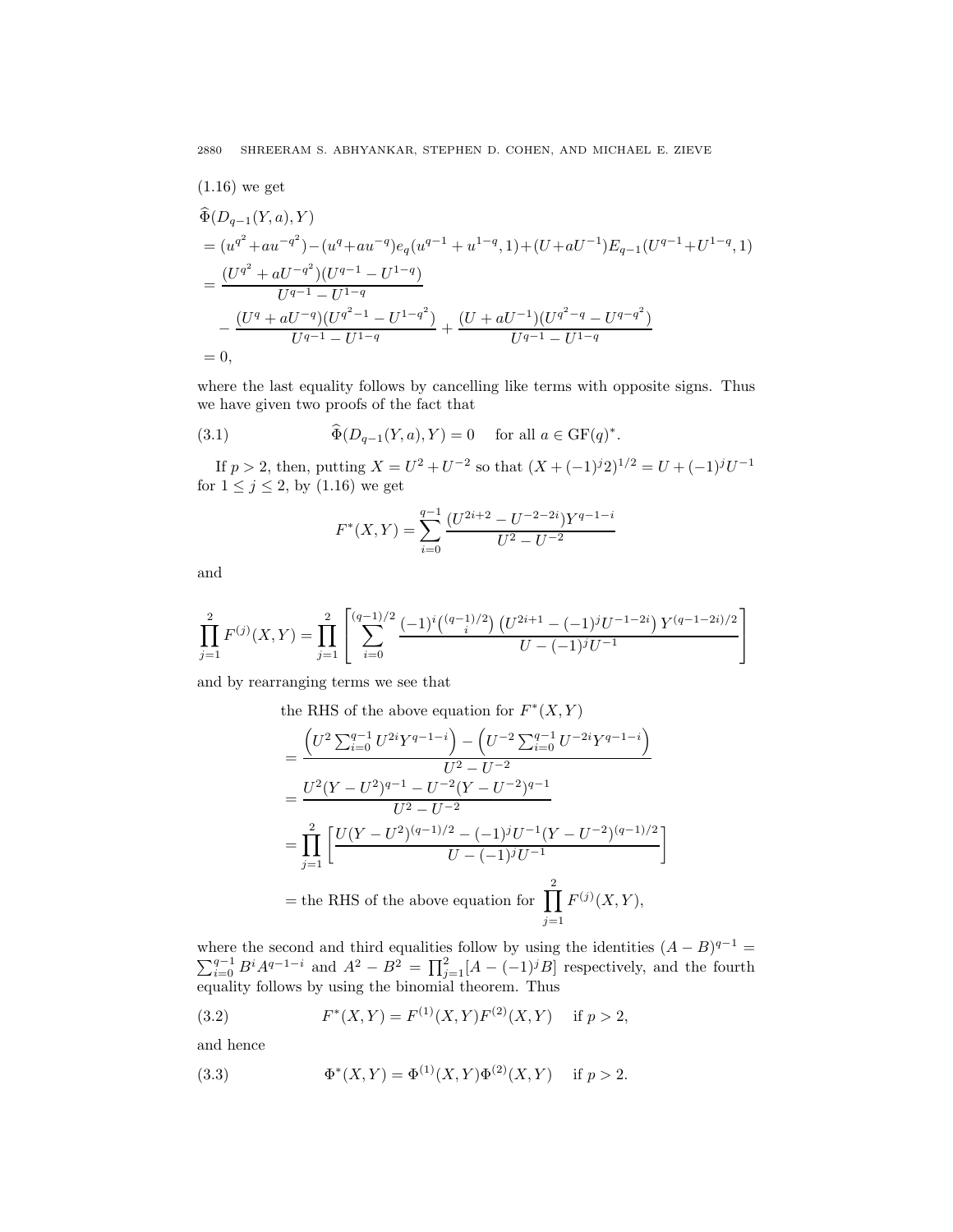(1.16) we get

$$
\begin{aligned}
&\widehat{\Phi}(D_{q-1}(Y,a),Y)\\
&= (u^{q^2}+au^{-q^2})-(u^q+au^{-q})e_q(u^{q-1}+u^{1-q},1)+(U+aU^{-1})E_{q-1}(U^{q-1}+U^{1-q},1)\\
&= \frac{(U^{q^2}+aU^{-q^2})(U^{q-1}-U^{1-q})}{U^{q-1}-U^{1-q}}\\
&\quad - \frac{(U^q+aU^{-q})(U^{q^2-1}-U^{1-q^2})}{U^{q-1}-U^{1-q}} + \frac{(U+aU^{-1})(U^{q^2-q}-U^{q-q^2})}{U^{q-1}-U^{1-q}}\\
&= 0,
\end{aligned}
$$

where the last equality follows by cancelling like terms with opposite signs. Thus we have given two proofs of the fact that

$$
\widehat{\Phi}(D_{q-1}(Y,a),Y)=0 \quad \text{for all } a\in \mathrm{GF}(q)^*. \tag{3.1}
$$

If $p>2$, then, putting $X=U^2+U^{-2}$ so that $(X+(-1)^j 2)^{1/2}=U+(-1)^jU^{-1}$ for $1\le j\le 2$, by (1.16) we get

$$
F^*(X,Y)=\sum_{i=0}^{q-1}\frac{(U^{2i+2}-U^{-2-2i})Y^{q-1-i}}{U^2-U^{-2}}
$$

and

$$
\prod_{j=1}^{2}F^{(j)}(X,Y)=\prod_{j=1}^{2}\left[\sum_{i=0}^{(q-1)/2}\frac{(-1)^i\binom{(q-1)/2}{i}\left(U^{2i+1}-(-1)^jU^{-1-2i}\right)Y^{(q-1-2i)/2}}{U-(-1)^jU^{-1}}\right]
$$

and by rearranging terms we see that

$$
\begin{aligned}
&\text{the RHS of the above equation for } F^*(X,Y)\\
&= \frac{\left(U^2\sum_{i=0}^{q-1}U^{2i}Y^{q-1-i}\right)-\left(U^{-2}\sum_{i=0}^{q-1}U^{-2i}Y^{q-1-i}\right)}{U^2-U^{-2}}\\
&= \frac{U^2(Y-U^2)^{q-1}-U^{-2}(Y-U^{-2})^{q-1}}{U^2-U^{-2}}\\
&= \prod_{j=1}^{2}\left[\frac{U(Y-U^2)^{(q-1)/2}-(-1)^jU^{-1}(Y-U^{-2})^{(q-1)/2}}{U-(-1)^jU^{-1}}\right]\\
&= \text{the RHS of the above equation for } \prod_{j=1}^{2}F^{(j)}(X,Y),
\end{aligned}
$$

where the second and third equalities follow by using the identities $(A-B)^{q-1}=\sum_{i=0}^{q-1}B^iA^{q-1-i}$ and $A^2-B^2=\prod_{j=1}^{2}[A-(-1)^jB]$ respectively, and the fourth equality follows by using the binomial theorem. Thus

$$
F^*(X,Y)=F^{(1)}(X,Y)F^{(2)}(X,Y) \quad \text{if } p>2, \tag{3.2}
$$

and hence

$$
\Phi^*(X,Y)=\Phi^{(1)}(X,Y)\Phi^{(2)}(X,Y) \quad \text{if } p>2. \tag{3.3}
$$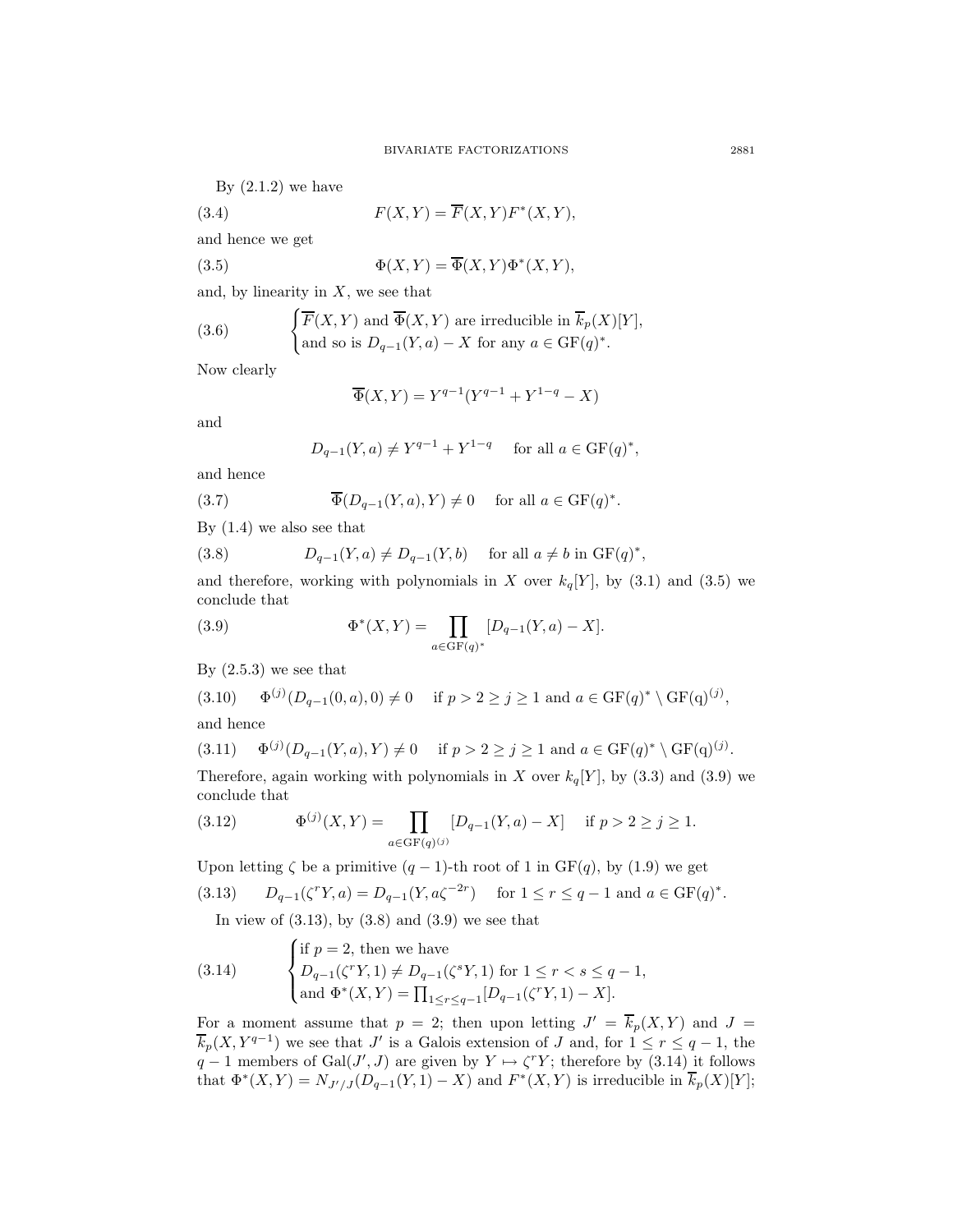By (2.1.2) we have

$$F(X,Y) = \overline{F}(X,Y)F^*(X,Y), \tag{3.4}$$

and hence we get

$$\Phi(X,Y) = \overline{\Phi}(X,Y)\Phi^*(X,Y), \tag{3.5}$$

and, by linearity in $X$, we see that

$$\begin{cases} \overline{F}(X,Y) \text{ and } \overline{\Phi}(X,Y) \text{ are irreducible in } \overline{k}_p(X)[Y], \\ \text{and so is } D_{q-1}(Y,a) - X \text{ for any } a \in \mathrm{GF}(q)^*. \end{cases} \tag{3.6}$$

Now clearly

$$\overline{\Phi}(X,Y) = Y^{q-1}(Y^{q-1} + Y^{1-q} - X)$$

and

$$D_{q-1}(Y,a) \neq Y^{q-1} + Y^{1-q} \quad \text{for all } a \in \mathrm{GF}(q)^*,$$

and hence

$$\overline{\Phi}(D_{q-1}(Y,a),Y) \neq 0 \quad \text{for all } a \in \mathrm{GF}(q)^*. \tag{3.7}$$

By (1.4) we also see that

$$D_{q-1}(Y,a) \neq D_{q-1}(Y,b) \quad \text{for all } a \neq b \text{ in } \mathrm{GF}(q)^*, \tag{3.8}$$

and therefore, working with polynomials in $X$ over $k_q[Y]$, by (3.1) and (3.5) we conclude that

$$\Phi^*(X,Y) = \prod_{a \in \mathrm{GF}(q)^*} [D_{q-1}(Y,a) - X]. \tag{3.9}$$

By (2.5.3) we see that

$$\Phi^{(j)}(D_{q-1}(0,a),0) \neq 0 \quad \text{if } p > 2 \geq j \geq 1 \text{ and } a \in \mathrm{GF}(q)^* \setminus \mathrm{GF(q)}^{(j)}, \tag{3.10}$$

and hence

$$\Phi^{(j)}(D_{q-1}(Y,a),Y) \neq 0 \quad \text{if } p > 2 \geq j \geq 1 \text{ and } a \in \mathrm{GF}(q)^* \setminus \mathrm{GF(q)}^{(j)}. \tag{3.11}$$

Therefore, again working with polynomials in $X$ over $k_q[Y]$, by (3.3) and (3.9) we conclude that

$$\Phi^{(j)}(X,Y) = \prod_{a \in \mathrm{GF}(q)^{(j)}} [D_{q-1}(Y,a) - X] \quad \text{if } p > 2 \geq j \geq 1. \tag{3.12}$$

Upon letting $\zeta$ be a primitive $(q-1)$-th root of 1 in $\mathrm{GF}(q)$, by (1.9) we get

$$D_{q-1}(\zeta^r Y, a) = D_{q-1}(Y, a\zeta^{-2r}) \quad \text{for } 1 \leq r \leq q-1 \text{ and } a \in \mathrm{GF}(q)^*. \tag{3.13}$$

In view of (3.13), by (3.8) and (3.9) we see that

$$\begin{cases} \text{if } p = 2, \text{ then we have} \\ D_{q-1}(\zeta^r Y, 1) \neq D_{q-1}(\zeta^s Y, 1) \text{ for } 1 \leq r < s \leq q-1, \\ \text{and } \Phi^*(X,Y) = \prod_{1 \leq r \leq q-1} [D_{q-1}(\zeta^r Y, 1) - X]. \end{cases} \tag{3.14}$$

For a moment assume that $p = 2$; then upon letting $J' = \overline{k}_p(X,Y)$ and $J = \overline{k}_p(X, Y^{q-1})$ we see that $J'$ is a Galois extension of $J$ and, for $1 \leq r \leq q-1$, the $q-1$ members of $\mathrm{Gal}(J', J)$ are given by $Y \mapsto \zeta^r Y$; therefore by (3.14) it follows that $\Phi^*(X,Y) = N_{J'/J}(D_{q-1}(Y,1) - X)$ and $F^*(X,Y)$ is irreducible in $\overline{k}_p(X)[Y]$;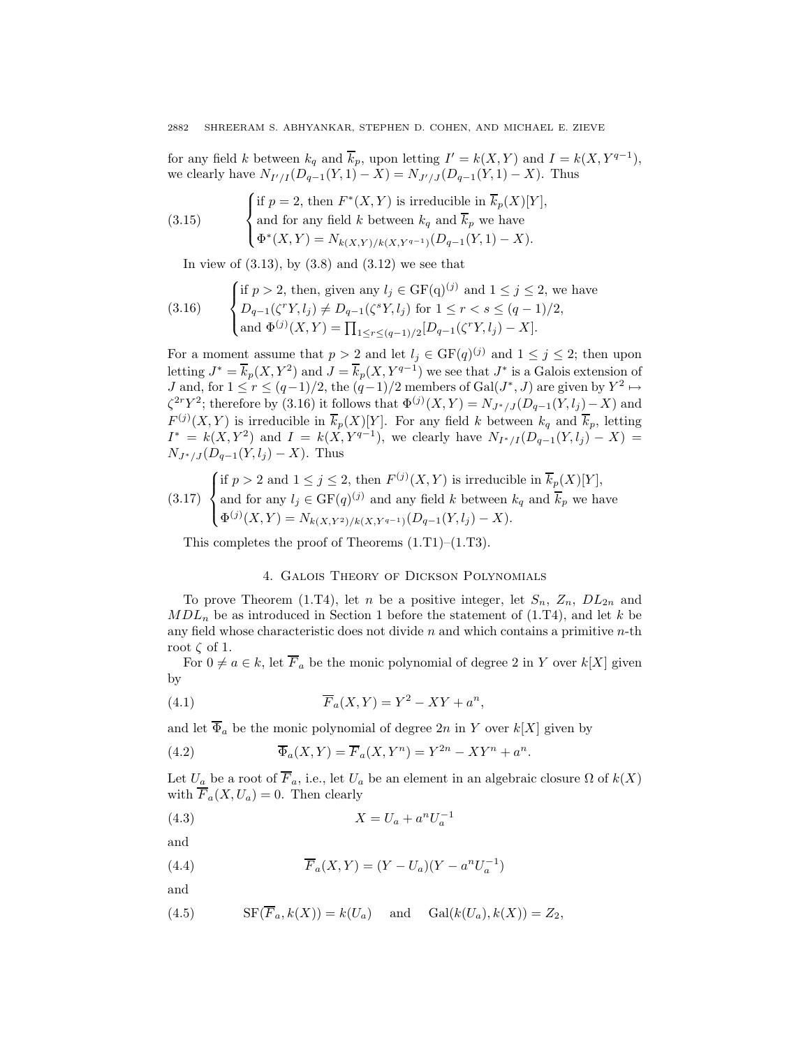for any field $k$ between $k_q$ and $\overline{k}_p$, upon letting $I' = k(X,Y)$ and $I = k(X, Y^{q-1})$, we clearly have $N_{I'/I}(D_{q-1}(Y,1) - X) = N_{J'/J}(D_{q-1}(Y,1) - X)$. Thus

$$
(3.15) \qquad \begin{cases} \text{if } p = 2, \text{ then } F^*(X,Y) \text{ is irreducible in } \overline{k}_p(X)[Y], \\ \text{and for any field } k \text{ between } k_q \text{ and } \overline{k}_p \text{ we have} \\ \Phi^*(X,Y) = N_{k(X,Y)/k(X,Y^{q-1})}(D_{q-1}(Y,1) - X). \end{cases}
$$

In view of (3.13), by (3.8) and (3.12) we see that

$$
(3.16) \qquad \begin{cases} \text{if } p > 2, \text{ then, given any } l_j \in \mathrm{GF(q)}^{(j)} \text{ and } 1 \le j \le 2, \text{ we have} \\ D_{q-1}(\zeta^r Y, l_j) \ne D_{q-1}(\zeta^s Y, l_j) \text{ for } 1 \le r < s \le (q-1)/2, \\ \text{and } \Phi^{(j)}(X,Y) = \prod_{1 \le r \le (q-1)/2} [D_{q-1}(\zeta^r Y, l_j) - X]. \end{cases}
$$

For a moment assume that $p > 2$ and let $l_j \in \mathrm{GF}(q)^{(j)}$ and $1 \le j \le 2$; then upon letting $J^* = \overline{k}_p(X, Y^2)$ and $J = \overline{k}_p(X, Y^{q-1})$ we see that $J^*$ is a Galois extension of $J$ and, for $1 \le r \le (q-1)/2$, the $(q-1)/2$ members of $\mathrm{Gal}(J^*, J)$ are given by $Y^2 \mapsto \zeta^{2r} Y^2$; therefore by (3.16) it follows that $\Phi^{(j)}(X,Y) = N_{J^*/J}(D_{q-1}(Y, l_j) - X)$ and $F^{(j)}(X,Y)$ is irreducible in $\overline{k}_p(X)[Y]$. For any field $k$ between $k_q$ and $\overline{k}_p$, letting $I^* = k(X, Y^2)$ and $I = k(X, Y^{q-1})$, we clearly have $N_{I^*/I}(D_{q-1}(Y, l_j) - X) = N_{J^*/J}(D_{q-1}(Y, l_j) - X)$. Thus

$$
(3.17) \quad \begin{cases} \text{if } p > 2 \text{ and } 1 \le j \le 2, \text{ then } F^{(j)}(X,Y) \text{ is irreducible in } \overline{k}_p(X)[Y], \\ \text{and for any } l_j \in \mathrm{GF}(q)^{(j)} \text{ and any field } k \text{ between } k_q \text{ and } \overline{k}_p \text{ we have} \\ \Phi^{(j)}(X,Y) = N_{k(X,Y^2)/k(X,Y^{q-1})}(D_{q-1}(Y, l_j) - X). \end{cases}
$$

This completes the proof of Theorems (1.T1)–(1.T3).

## 4. Galois Theory of Dickson Polynomials

To prove Theorem (1.T4), let $n$ be a positive integer, let $S_n$, $Z_n$, $DL_{2n}$ and $MDL_n$ be as introduced in Section 1 before the statement of (1.T4), and let $k$ be any field whose characteristic does not divide $n$ and which contains a primitive $n$-th root $\zeta$ of 1.

For $0 \ne a \in k$, let $\overline{F}_a$ be the monic polynomial of degree 2 in $Y$ over $k[X]$ given by

$$
(4.1) \qquad \overline{F}_a(X,Y) = Y^2 - XY + a^n,
$$

and let $\overline{\Phi}_a$ be the monic polynomial of degree $2n$ in $Y$ over $k[X]$ given by

$$
(4.2) \qquad \overline{\Phi}_a(X,Y) = \overline{F}_a(X, Y^n) = Y^{2n} - XY^n + a^n.
$$

Let $U_a$ be a root of $\overline{F}_a$, i.e., let $U_a$ be an element in an algebraic closure $\Omega$ of $k(X)$ with $\overline{F}_a(X, U_a) = 0$. Then clearly

$$
(4.3) \qquad X = U_a + a^n U_a^{-1}
$$

and

$$
(4.4) \qquad \overline{F}_a(X,Y) = (Y - U_a)(Y - a^n U_a^{-1})
$$

and

$$
(4.5) \qquad \mathrm{SF}(\overline{F}_a, k(X)) = k(U_a) \quad \text{and} \quad \mathrm{Gal}(k(U_a), k(X)) = Z_2,
$$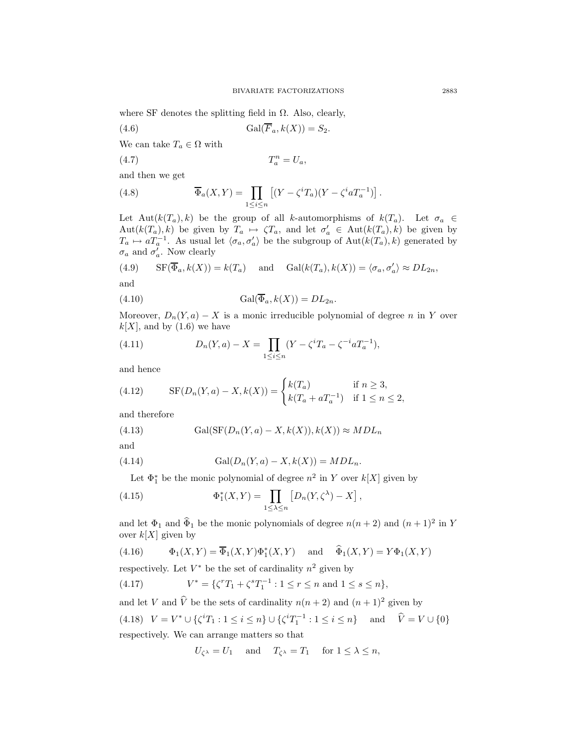where SF denotes the splitting field in $\Omega$. Also, clearly,

$$\mathrm{Gal}(\overline{F}_a, k(X)) = S_2. \tag{4.6}$$

We can take $T_a \in \Omega$ with

$$T_a^n = U_a, \tag{4.7}$$

and then we get

$$\overline{\Phi}_a(X,Y) = \prod_{1 \le i \le n} \left[ (Y - \zeta^i T_a)(Y - \zeta^i a T_a^{-1}) \right]. \tag{4.8}$$

Let $\mathrm{Aut}(k(T_a), k)$ be the group of all $k$-automorphisms of $k(T_a)$. Let $\sigma_a \in \mathrm{Aut}(k(T_a), k)$ be given by $T_a \mapsto \zeta T_a$, and let $\sigma'_a \in \mathrm{Aut}(k(T_a), k)$ be given by $T_a \mapsto a T_a^{-1}$. As usual let $\langle \sigma_a, \sigma'_a \rangle$ be the subgroup of $\mathrm{Aut}(k(T_a), k)$ generated by $\sigma_a$ and $\sigma'_a$. Now clearly

$$\mathrm{SF}(\overline{\Phi}_a, k(X)) = k(T_a) \quad \text{and} \quad \mathrm{Gal}(k(T_a), k(X)) = \langle \sigma_a, \sigma'_a \rangle \approx DL_{2n}, \tag{4.9}$$

and

$$\mathrm{Gal}(\overline{\Phi}_a, k(X)) = DL_{2n}. \tag{4.10}$$

Moreover, $D_n(Y, a) - X$ is a monic irreducible polynomial of degree $n$ in $Y$ over $k[X]$, and by (1.6) we have

$$D_n(Y,a) - X = \prod_{1 \le i \le n} (Y - \zeta^i T_a - \zeta^{-i} a T_a^{-1}), \tag{4.11}$$

and hence

$$\mathrm{SF}(D_n(Y,a) - X, k(X)) = \begin{cases} k(T_a) & \text{if } n \ge 3, \\ k(T_a + aT_a^{-1}) & \text{if } 1 \le n \le 2, \end{cases} \tag{4.12}$$

and therefore

$$\mathrm{Gal}(\mathrm{SF}(D_n(Y,a) - X, k(X)), k(X)) \approx MDL_n \tag{4.13}$$

and

$$\mathrm{Gal}(D_n(Y,a) - X, k(X)) = MDL_n. \tag{4.14}$$

Let $\Phi_1^*$ be the monic polynomial of degree $n^2$ in $Y$ over $k[X]$ given by

$$\Phi_1^*(X,Y) = \prod_{1 \le \lambda \le n} \left[ D_n(Y, \zeta^\lambda) - X \right], \tag{4.15}$$

and let $\Phi_1$ and $\widehat{\Phi}_1$ be the monic polynomials of degree $n(n+2)$ and $(n+1)^2$ in $Y$ over $k[X]$ given by

$$\Phi_1(X,Y) = \overline{\Phi}_1(X,Y)\Phi_1^*(X,Y) \quad \text{and} \quad \widehat{\Phi}_1(X,Y) = Y\Phi_1(X,Y) \tag{4.16}$$

respectively. Let $V^*$ be the set of cardinality $n^2$ given by

$$V^* = \{\zeta^r T_1 + \zeta^s T_1^{-1} : 1 \le r \le n \text{ and } 1 \le s \le n\}, \tag{4.17}$$

and let $V$ and $\widehat{V}$ be the sets of cardinality $n(n+2)$ and $(n+1)^2$ given by

$$V = V^* \cup \{\zeta^i T_1 : 1 \le i \le n\} \cup \{\zeta^i T_1^{-1} : 1 \le i \le n\} \quad \text{and} \quad \widehat{V} = V \cup \{0\} \tag{4.18}$$

respectively. We can arrange matters so that

$$U_{\zeta^\lambda} = U_1 \quad \text{and} \quad T_{\zeta^\lambda} = T_1 \quad \text{for } 1 \le \lambda \le n,$$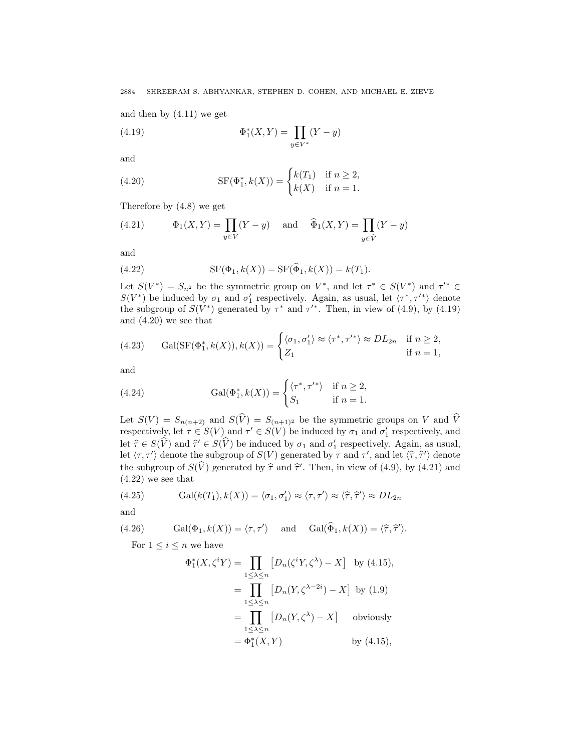and then by (4.11) we get

$$\Phi_1^*(X,Y) = \prod_{y\in V^*}(Y-y) \tag{4.19}$$

and

$$\mathrm{SF}(\Phi_1^*, k(X)) = \begin{cases} k(T_1) & \text{if } n \geq 2, \\ k(X) & \text{if } n = 1. \end{cases} \tag{4.20}$$

Therefore by (4.8) we get

$$\Phi_1(X,Y) = \prod_{y\in V}(Y-y) \quad \text{and} \quad \widehat{\Phi}_1(X,Y) = \prod_{y\in \widehat{V}}(Y-y) \tag{4.21}$$

and

$$\mathrm{SF}(\Phi_1, k(X)) = \mathrm{SF}(\widehat{\Phi}_1, k(X)) = k(T_1). \tag{4.22}$$

Let $S(V^*) = S_{n^2}$ be the symmetric group on $V^*$, and let $\tau^* \in S(V^*)$ and $\tau'^* \in S(V^*)$ be induced by $\sigma_1$ and $\sigma_1'$ respectively. Again, as usual, let $\langle \tau^*, \tau'^* \rangle$ denote the subgroup of $S(V^*)$ generated by $\tau^*$ and $\tau'^*$. Then, in view of (4.9), by (4.19) and (4.20) we see that

$$\mathrm{Gal}(\mathrm{SF}(\Phi_1^*, k(X)), k(X)) = \begin{cases} \langle \sigma_1, \sigma_1' \rangle \approx \langle \tau^*, \tau'^* \rangle \approx DL_{2n} & \text{if } n \geq 2, \\ Z_1 & \text{if } n = 1, \end{cases} \tag{4.23}$$

and

$$\mathrm{Gal}(\Phi_1^*, k(X)) = \begin{cases} \langle \tau^*, \tau'^* \rangle & \text{if } n \geq 2, \\ S_1 & \text{if } n = 1. \end{cases} \tag{4.24}$$

Let $S(V) = S_{n(n+2)}$ and $S(\widehat{V}) = S_{(n+1)^2}$ be the symmetric groups on $V$ and $\widehat{V}$ respectively, let $\tau \in S(V)$ and $\tau' \in S(V)$ be induced by $\sigma_1$ and $\sigma_1'$ respectively, and let $\widehat{\tau} \in S(\widehat{V})$ and $\widehat{\tau}' \in S(\widehat{V})$ be induced by $\sigma_1$ and $\sigma_1'$ respectively. Again, as usual, let $\langle \tau, \tau' \rangle$ denote the subgroup of $S(V)$ generated by $\tau$ and $\tau'$, and let $\langle \widehat{\tau}, \widehat{\tau}' \rangle$ denote the subgroup of $S(\widehat{V})$ generated by $\widehat{\tau}$ and $\widehat{\tau}'$. Then, in view of (4.9), by (4.21) and (4.22) we see that

$$\mathrm{Gal}(k(T_1), k(X)) = \langle \sigma_1, \sigma_1' \rangle \approx \langle \tau, \tau' \rangle \approx \langle \widehat{\tau}, \widehat{\tau}' \rangle \approx DL_{2n} \tag{4.25}$$

and

$$\mathrm{Gal}(\Phi_1, k(X)) = \langle \tau, \tau' \rangle \quad \text{and} \quad \mathrm{Gal}(\widehat{\Phi}_1, k(X)) = \langle \widehat{\tau}, \widehat{\tau}' \rangle. \tag{4.26}$$

For $1 \leq i \leq n$ we have

$$\begin{aligned}
\Phi_1^*(X, \zeta^i Y) &= \prod_{1\leq \lambda \leq n} \left[ D_n(\zeta^i Y, \zeta^\lambda) - X \right] \quad \text{by (4.15)}, \\
&= \prod_{1\leq \lambda \leq n} \left[ D_n(Y, \zeta^{\lambda - 2i}) - X \right] \quad \text{by (1.9)} \\
&= \prod_{1\leq \lambda \leq n} \left[ D_n(Y, \zeta^{\lambda}) - X \right] \quad \text{obviously} \\
&= \Phi_1^*(X, Y) \quad \text{by (4.15)},
\end{aligned}$$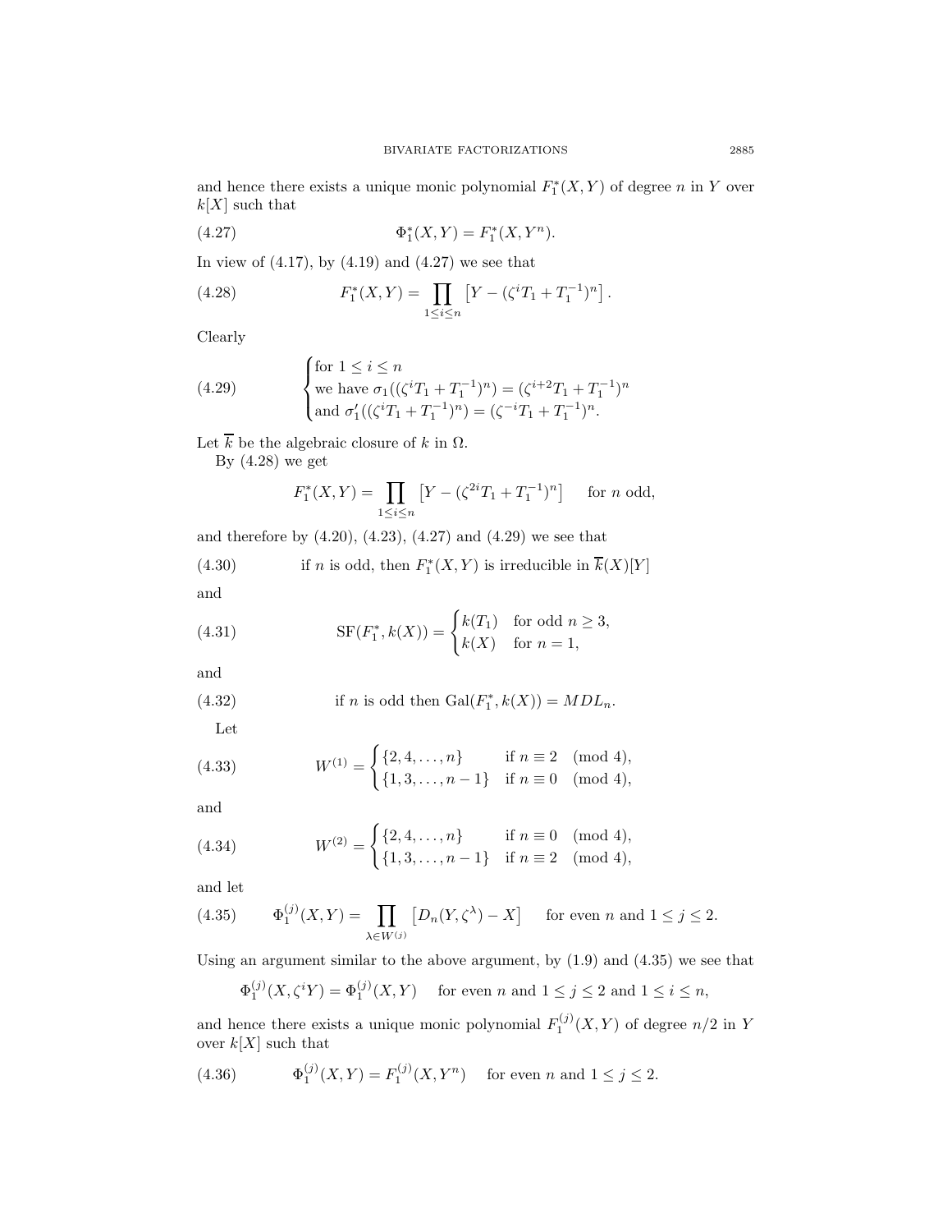and hence there exists a unique monic polynomial $F_1^*(X,Y)$ of degree $n$ in $Y$ over $k[X]$ such that

$$\Phi_1^*(X,Y) = F_1^*(X,Y^n). \tag{4.27}$$

In view of (4.17), by (4.19) and (4.27) we see that

$$F_1^*(X,Y) = \prod_{1\le i\le n} \left[Y - (\zeta^i T_1 + T_1^{-1})^n\right]. \tag{4.28}$$

Clearly

$$\begin{cases} \text{for } 1 \le i \le n \\ \text{we have } \sigma_1((\zeta^i T_1 + T_1^{-1})^n) = (\zeta^{i+2} T_1 + T_1^{-1})^n \\ \text{and } \sigma_1'((\zeta^i T_1 + T_1^{-1})^n) = (\zeta^{-i} T_1 + T_1^{-1})^n. \end{cases} \tag{4.29}$$

Let $\overline{k}$ be the algebraic closure of $k$ in $\Omega$.

By (4.28) we get

$$F_1^*(X,Y) = \prod_{1\le i\le n} \left[Y - (\zeta^{2i} T_1 + T_1^{-1})^n\right] \qquad \text{for } n \text{ odd},$$

and therefore by (4.20), (4.23), (4.27) and (4.29) we see that

$$\text{if } n \text{ is odd, then } F_1^*(X,Y) \text{ is irreducible in } \overline{k}(X)[Y] \tag{4.30}$$

and

$$\mathrm{SF}(F_1^*, k(X)) = \begin{cases} k(T_1) & \text{for odd } n \ge 3, \\ k(X) & \text{for } n = 1, \end{cases} \tag{4.31}$$

and

$$\text{if } n \text{ is odd then } \mathrm{Gal}(F_1^*, k(X)) = MDL_n. \tag{4.32}$$

Let

$$W^{(1)} = \begin{cases} \{2,4,\dots,n\} & \text{if } n \equiv 2 \pmod 4, \\ \{1,3,\dots,n-1\} & \text{if } n \equiv 0 \pmod 4, \end{cases} \tag{4.33}$$

and

$$W^{(2)} = \begin{cases} \{2,4,\dots,n\} & \text{if } n \equiv 0 \pmod 4, \\ \{1,3,\dots,n-1\} & \text{if } n \equiv 2 \pmod 4, \end{cases} \tag{4.34}$$

and let

$$\Phi_1^{(j)}(X,Y) = \prod_{\lambda\in W^{(j)}} \left[D_n(Y,\zeta^\lambda) - X\right] \qquad \text{for even } n \text{ and } 1 \le j \le 2. \tag{4.35}$$

Using an argument similar to the above argument, by (1.9) and (4.35) we see that

$$\Phi_1^{(j)}(X,\zeta^i Y) = \Phi_1^{(j)}(X,Y) \qquad \text{for even } n \text{ and } 1 \le j \le 2 \text{ and } 1 \le i \le n,$$

and hence there exists a unique monic polynomial $F_1^{(j)}(X,Y)$ of degree $n/2$ in $Y$ over $k[X]$ such that

$$\Phi_1^{(j)}(X,Y) = F_1^{(j)}(X,Y^n) \qquad \text{for even } n \text{ and } 1 \le j \le 2. \tag{4.36}$$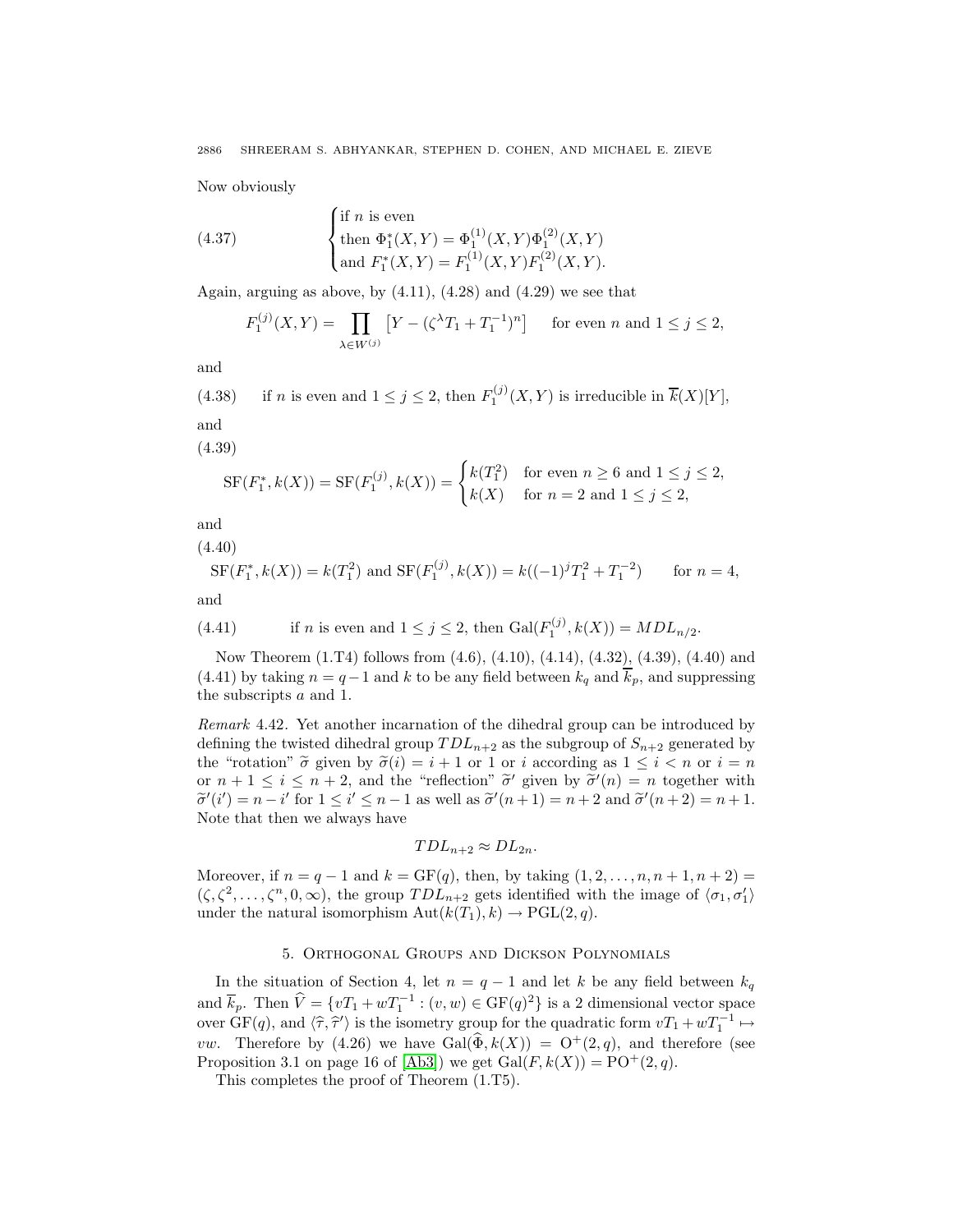Now obviously

$$
(4.37) \qquad \begin{cases} \text{if } n \text{ is even} \\ \text{then } \Phi_1^*(X,Y) = \Phi_1^{(1)}(X,Y)\Phi_1^{(2)}(X,Y) \\ \text{and } F_1^*(X,Y) = F_1^{(1)}(X,Y)F_1^{(2)}(X,Y). \end{cases}
$$

Again, arguing as above, by (4.11), (4.28) and (4.29) we see that

$$
F_1^{(j)}(X,Y) = \prod_{\lambda \in W^{(j)}} \left[Y - (\zeta^\lambda T_1 + T_1^{-1})^n\right] \qquad \text{for even } n \text{ and } 1 \le j \le 2,
$$

and

(4.38) if $n$ is even and $1 \le j \le 2$, then $F_1^{(j)}(X,Y)$ is irreducible in $\overline{k}(X)[Y]$,

and

(4.39)

$$
\mathrm{SF}(F_1^*, k(X)) = \mathrm{SF}(F_1^{(j)}, k(X)) = \begin{cases} k(T_1^2) & \text{for even } n \ge 6 \text{ and } 1 \le j \le 2, \\ k(X) & \text{for } n = 2 \text{ and } 1 \le j \le 2, \end{cases}
$$

and

(4.40)

$$
\mathrm{SF}(F_1^*, k(X)) = k(T_1^2) \text{ and } \mathrm{SF}(F_1^{(j)}, k(X)) = k((-1)^j T_1^2 + T_1^{-2}) \qquad \text{for } n = 4,
$$

and

(4.41) if $n$ is even and $1 \le j \le 2$, then $\mathrm{Gal}(F_1^{(j)}, k(X)) = MDL_{n/2}$.

Now Theorem (1.T4) follows from (4.6), (4.10), (4.14), (4.32), (4.39), (4.40) and (4.41) by taking $n = q-1$ and $k$ to be any field between $k_q$ and $\overline{k}_p$, and suppressing the subscripts $a$ and 1.

*Remark* 4.42. Yet another incarnation of the dihedral group can be introduced by defining the twisted dihedral group $TDL_{n+2}$ as the subgroup of $S_{n+2}$ generated by the "rotation" $\widetilde{\sigma}$ given by $\widetilde{\sigma}(i) = i+1$ or 1 or $i$ according as $1 \le i < n$ or $i = n$ or $n+1 \le i \le n+2$, and the "reflection" $\widetilde{\sigma}'$ given by $\widetilde{\sigma}'(n) = n$ together with $\widetilde{\sigma}'(i') = n - i'$ for $1 \le i' \le n-1$ as well as $\widetilde{\sigma}'(n+1) = n+2$ and $\widetilde{\sigma}'(n+2) = n+1$. Note that then we always have

$$
TDL_{n+2} \approx DL_{2n}.
$$

Moreover, if $n = q-1$ and $k = \mathrm{GF}(q)$, then, by taking $(1, 2, \ldots, n, n+1, n+2) = (\zeta, \zeta^2, \ldots, \zeta^n, 0, \infty)$, the group $TDL_{n+2}$ gets identified with the image of $\langle \sigma_1, \sigma_1' \rangle$ under the natural isomorphism $\mathrm{Aut}(k(T_1), k) \to \mathrm{PGL}(2, q)$.

## 5. Orthogonal Groups and Dickson Polynomials

In the situation of Section 4, let $n = q-1$ and let $k$ be any field between $k_q$ and $\overline{k}_p$. Then $\widehat{V} = \{vT_1 + wT_1^{-1} : (v,w) \in \mathrm{GF}(q)^2\}$ is a 2 dimensional vector space over $\mathrm{GF}(q)$, and $\langle \widehat{\tau}, \widehat{\tau}' \rangle$ is the isometry group for the quadratic form $vT_1 + wT_1^{-1} \mapsto vw$. Therefore by (4.26) we have $\mathrm{Gal}(\widehat{\Phi}, k(X)) = \mathrm{O}^+(2,q)$, and therefore (see Proposition 3.1 on page 16 of [Ab3]) we get $\mathrm{Gal}(F, k(X)) = \mathrm{PO}^+(2,q)$.

This completes the proof of Theorem (1.T5).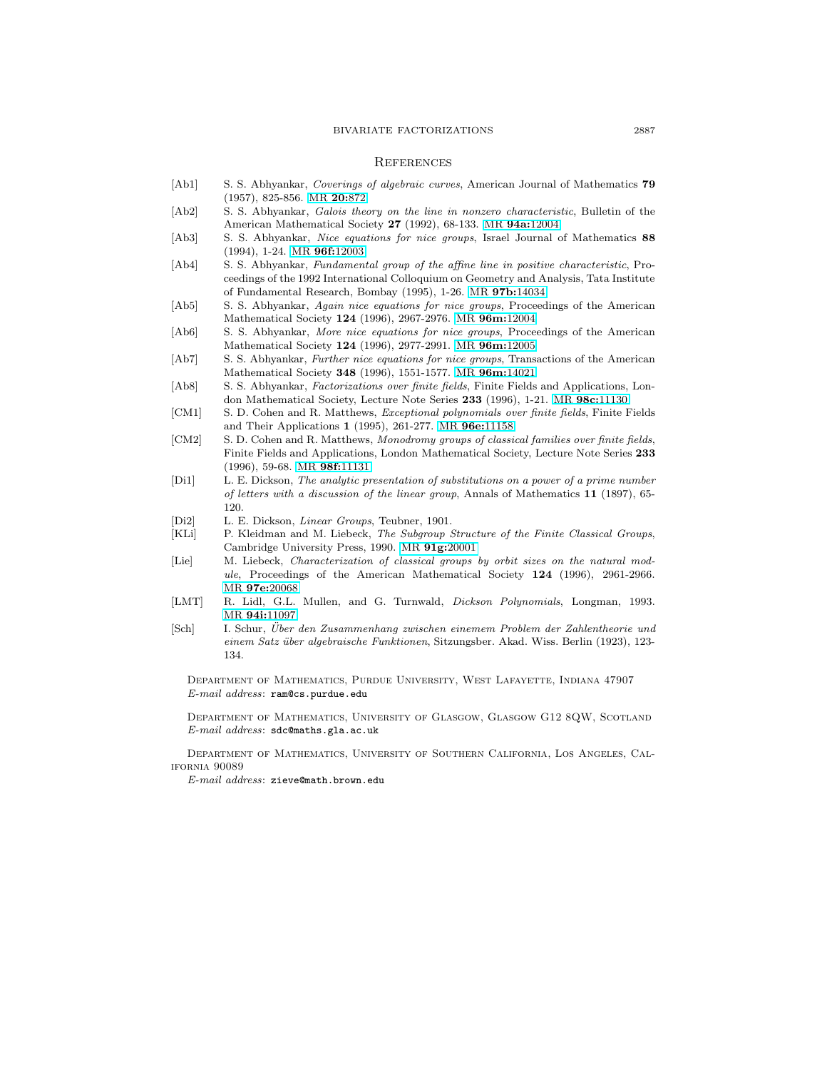## References

[Ab1] S. S. Abhyankar, *Coverings of algebraic curves*, American Journal of Mathematics **79** (1957), 825-856. MR **20:**872

[Ab2] S. S. Abhyankar, *Galois theory on the line in nonzero characteristic*, Bulletin of the American Mathematical Society **27** (1992), 68-133. MR **94a:**12004

[Ab3] S. S. Abhyankar, *Nice equations for nice groups*, Israel Journal of Mathematics **88** (1994), 1-24. MR **96f:**12003

[Ab4] S. S. Abhyankar, *Fundamental group of the affine line in positive characteristic*, Proceedings of the 1992 International Colloquium on Geometry and Analysis, Tata Institute of Fundamental Research, Bombay (1995), 1-26. MR **97b:**14034

[Ab5] S. S. Abhyankar, *Again nice equations for nice groups*, Proceedings of the American Mathematical Society **124** (1996), 2967-2976. MR **96m:**12004

[Ab6] S. S. Abhyankar, *More nice equations for nice groups*, Proceedings of the American Mathematical Society **124** (1996), 2977-2991. MR **96m:**12005

[Ab7] S. S. Abhyankar, *Further nice equations for nice groups*, Transactions of the American Mathematical Society **348** (1996), 1551-1577. MR **96m:**14021

[Ab8] S. S. Abhyankar, *Factorizations over finite fields*, Finite Fields and Applications, London Mathematical Society, Lecture Note Series **233** (1996), 1-21. MR **98c:**11130

[CM1] S. D. Cohen and R. Matthews, *Exceptional polynomials over finite fields*, Finite Fields and Their Applications **1** (1995), 261-277. MR **96e:**11158

[CM2] S. D. Cohen and R. Matthews, *Monodromy groups of classical families over finite fields*, Finite Fields and Applications, London Mathematical Society, Lecture Note Series **233** (1996), 59-68. MR **98f:**11131

[Di1] L. E. Dickson, *The analytic presentation of substitutions on a power of a prime number of letters with a discussion of the linear group*, Annals of Mathematics **11** (1897), 65-120.

[Di2] L. E. Dickson, *Linear Groups*, Teubner, 1901.

[KLi] P. Kleidman and M. Liebeck, *The Subgroup Structure of the Finite Classical Groups*, Cambridge University Press, 1990. MR **91g:**20001

[Lie] M. Liebeck, *Characterization of classical groups by orbit sizes on the natural module*, Proceedings of the American Mathematical Society **124** (1996), 2961-2966. MR **97e:**20068

[LMT] R. Lidl, G.L. Mullen, and G. Turnwald, *Dickson Polynomials*, Longman, 1993. MR **94i:**11097

[Sch] I. Schur, *Über den Zusammenhang zwischen einemem Problem der Zahlentheorie und einem Satz über algebraische Funktionen*, Sitzungsber. Akad. Wiss. Berlin (1923), 123-134.

Department of Mathematics, Purdue University, West Lafayette, Indiana 47907
*E-mail address*: `ram@cs.purdue.edu`

Department of Mathematics, University of Glasgow, Glasgow G12 8QW, Scotland
*E-mail address*: `sdc@maths.gla.ac.uk`

Department of Mathematics, University of Southern California, Los Angeles, California 90089
*E-mail address*: `zieve@math.brown.edu`